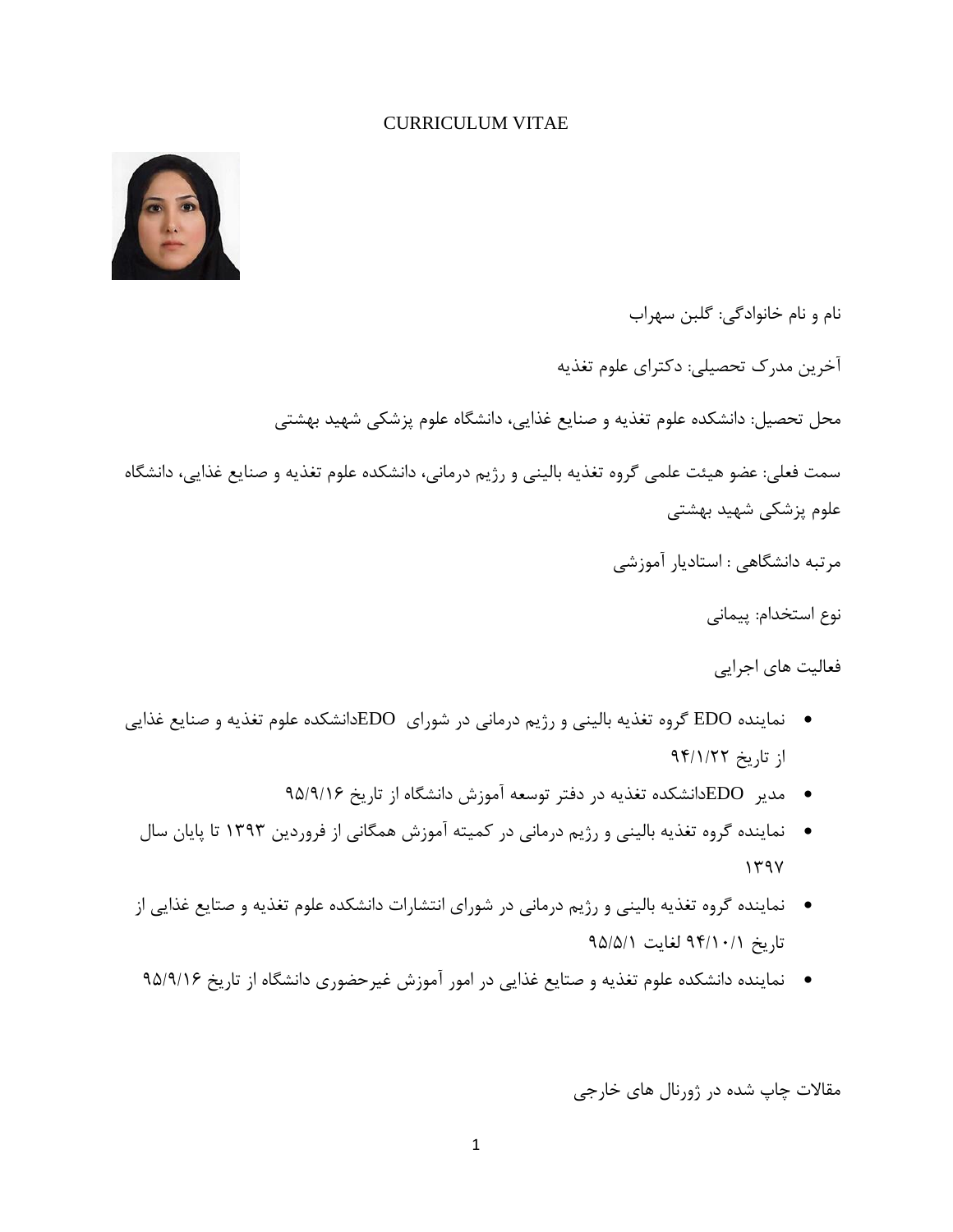# CURRICULUM VITAE

نام و نام خانوادگی: گلبن سهراب

آخرین مدرک تحصیلی: دکترای علوم تغذیه

محل تحصیل: دانشکده علوم تغذیه و صنایع غذایی، دانشگاه علوم پزشکی شهید بهشتی

سمت فعلی: عضو هیئت علمی گروه تغذیه بالینی و رژیم درمانی، دانشکده علوم تغذیه و صنایع غذایی، دانشگاه علوم پزشکی شهید بهشتی

مرتبه دانشگاهی : استادیار آموزشی

نوع استخدام: پیمانی

فعالیت های اجرایی

- نماینده EDO گروه تغذیه بالینی و رژیم درمانی در شورای EDOدانشکده علوم تغذیه و صنایع غذایی از تاریخ ۹۴/۱/۲۲
- مدیر EDOدانشکده تغذیه در دفتر توسعه آموزش دانشگاه از تاریخ ۹۵/۹/۱۶
- نماینده گروه تغذیه بالینی و رژیم درمانی در کمیته آموزش همگانی از فروردین ۱۳۹۳ تا پایان سال ۱۳۹۷
- نماینده گروه تغذیه بالینی و رژیم درمانی در شورای انتشارات دانشکده علوم تغذیه و صتایع غذایی از تاریخ ۹۴/۱۰/۱ لغایت ۹۵/۵/۱
- نماینده دانشکده علوم تغذیه و صتایع غذایی در امور آموزش غیرحضوری دانشگاه از تاریخ ۹۵/۹/۱۶

مقالات چاپ شده در ژورنال های خارجی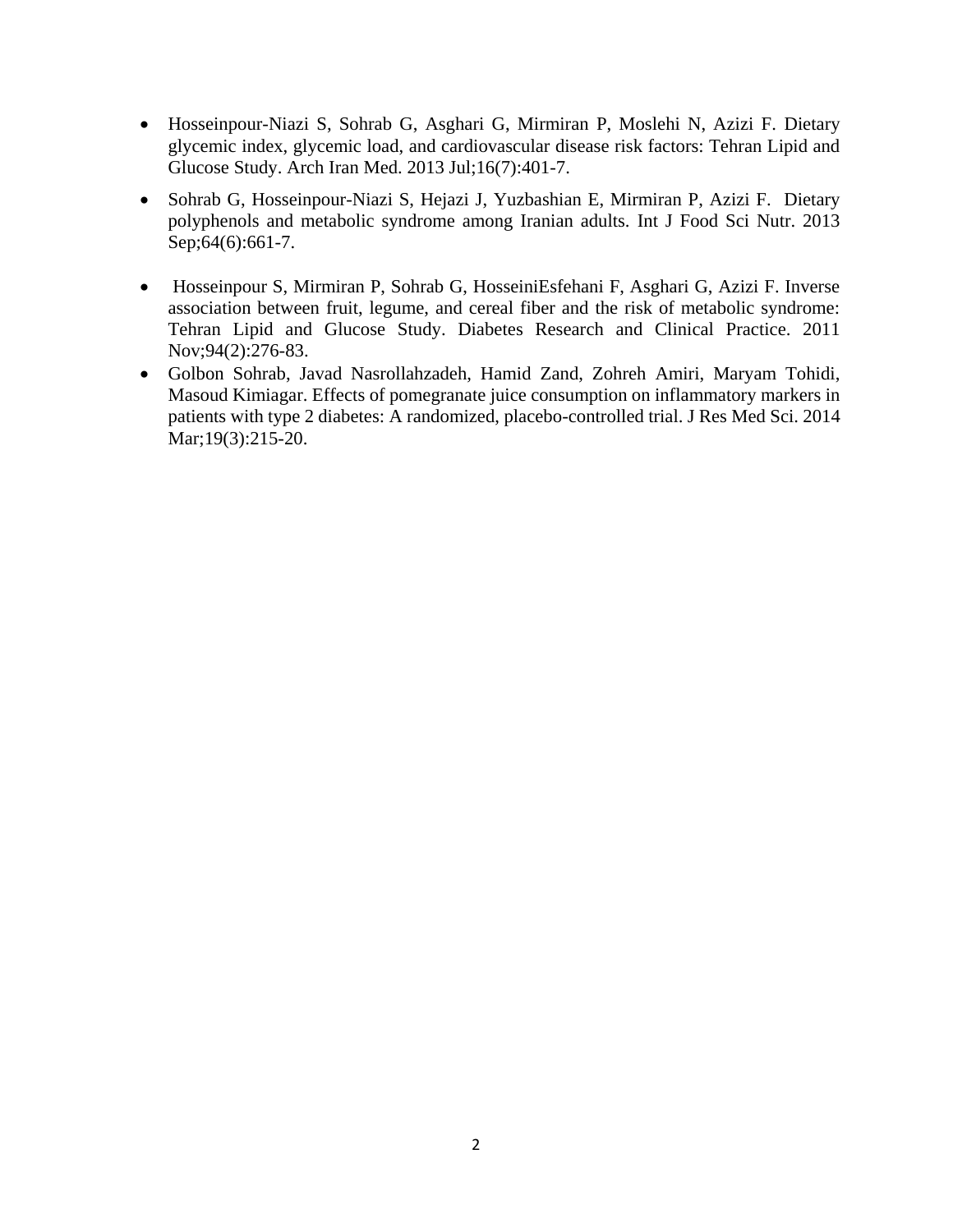- Hosseinpour-Niazi S, Sohrab G, Asghari G, Mirmiran P, Moslehi N, Azizi F. Dietary glycemic index, glycemic load, and cardiovascular disease risk factors: Tehran Lipid and Glucose Study. Arch Iran Med. 2013 Jul;16(7):401-7.
- Sohrab G, Hosseinpour-Niazi S, Hejazi J, Yuzbashian E, Mirmiran P, Azizi F. Dietary polyphenols and metabolic syndrome among Iranian adults. Int J Food Sci Nutr. 2013 Sep;64(6):661-7.
- Hosseinpour S, Mirmiran P, Sohrab G, HosseiniEsfehani F, Asghari G, Azizi F. Inverse association between fruit, legume, and cereal fiber and the risk of metabolic syndrome: Tehran Lipid and Glucose Study. Diabetes Research and Clinical Practice. 2011 Nov;94(2):276-83.
- Golbon Sohrab, Javad Nasrollahzadeh, Hamid Zand, Zohreh Amiri, Maryam Tohidi, Masoud Kimiagar. Effects of pomegranate juice consumption on inflammatory markers in patients with type 2 diabetes: A randomized, placebo-controlled trial. J Res Med Sci. 2014 Mar;19(3):215-20.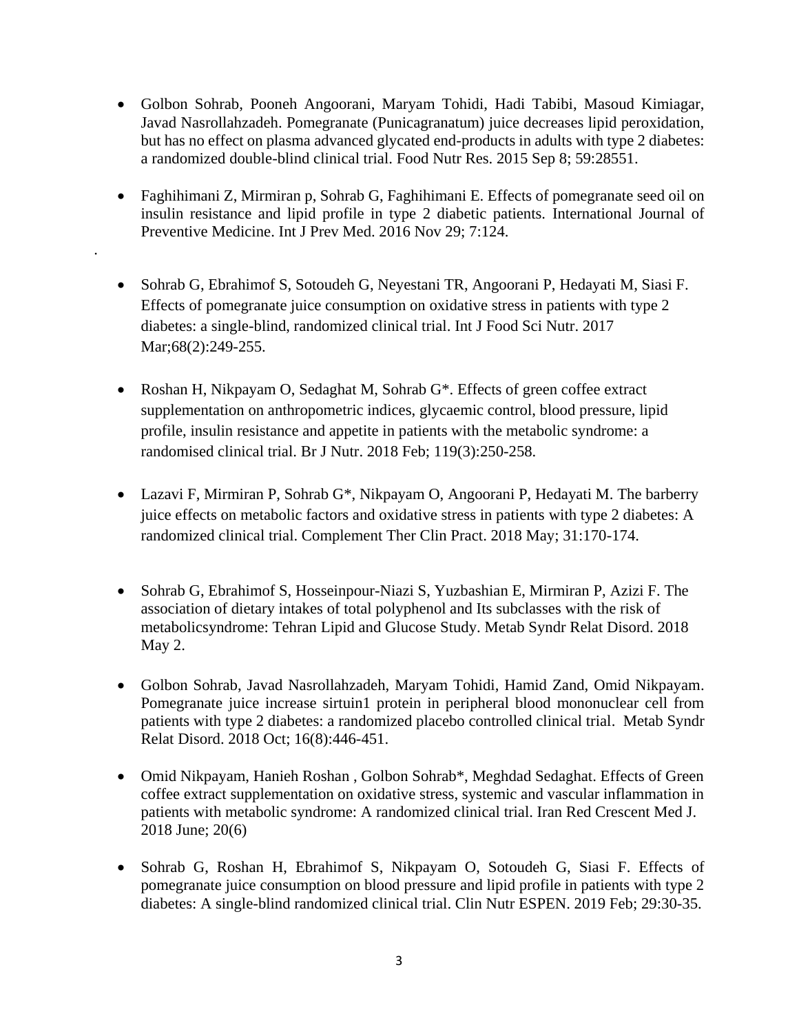- Golbon Sohrab, Pooneh Angoorani, Maryam Tohidi, Hadi Tabibi, Masoud Kimiagar, Javad Nasrollahzadeh. Pomegranate (Punicagranatum) juice decreases lipid peroxidation, but has no effect on plasma advanced glycated end-products in adults with type 2 diabetes: a randomized double-blind clinical trial. Food Nutr Res. 2015 Sep 8; 59:28551.

- Faghihimani Z, Mirmiran p, Sohrab G, Faghihimani E. Effects of pomegranate seed oil on insulin resistance and lipid profile in type 2 diabetic patients. International Journal of Preventive Medicine. Int J Prev Med. 2016 Nov 29; 7:124.

.

- Sohrab G, Ebrahimof S, Sotoudeh G, Neyestani TR, Angoorani P, Hedayati M, Siasi F. Effects of pomegranate juice consumption on oxidative stress in patients with type 2 diabetes: a single-blind, randomized clinical trial. Int J Food Sci Nutr. 2017 Mar;68(2):249-255.

- Roshan H, Nikpayam O, Sedaghat M, Sohrab G*. Effects of green coffee extract supplementation on anthropometric indices, glycaemic control, blood pressure, lipid profile, insulin resistance and appetite in patients with the metabolic syndrome: a randomised clinical trial. Br J Nutr. 2018 Feb; 119(3):250-258.

- Lazavi F, Mirmiran P, Sohrab G*, Nikpayam O, Angoorani P, Hedayati M. The barberry juice effects on metabolic factors and oxidative stress in patients with type 2 diabetes: A randomized clinical trial. Complement Ther Clin Pract. 2018 May; 31:170-174.

- Sohrab G, Ebrahimof S, Hosseinpour-Niazi S, Yuzbashian E, Mirmiran P, Azizi F. The association of dietary intakes of total polyphenol and Its subclasses with the risk of metabolicsyndrome: Tehran Lipid and Glucose Study. Metab Syndr Relat Disord. 2018 May 2.

- Golbon Sohrab, Javad Nasrollahzadeh, Maryam Tohidi, Hamid Zand, Omid Nikpayam. Pomegranate juice increase sirtuin1 protein in peripheral blood mononuclear cell from patients with type 2 diabetes: a randomized placebo controlled clinical trial. Metab Syndr Relat Disord. 2018 Oct; 16(8):446-451.

- Omid Nikpayam, Hanieh Roshan , Golbon Sohrab*, Meghdad Sedaghat. Effects of Green coffee extract supplementation on oxidative stress, systemic and vascular inflammation in patients with metabolic syndrome: A randomized clinical trial. Iran Red Crescent Med J. 2018 June; 20(6)

- Sohrab G, Roshan H, Ebrahimof S, Nikpayam O, Sotoudeh G, Siasi F. Effects of pomegranate juice consumption on blood pressure and lipid profile in patients with type 2 diabetes: A single-blind randomized clinical trial. Clin Nutr ESPEN. 2019 Feb; 29:30-35.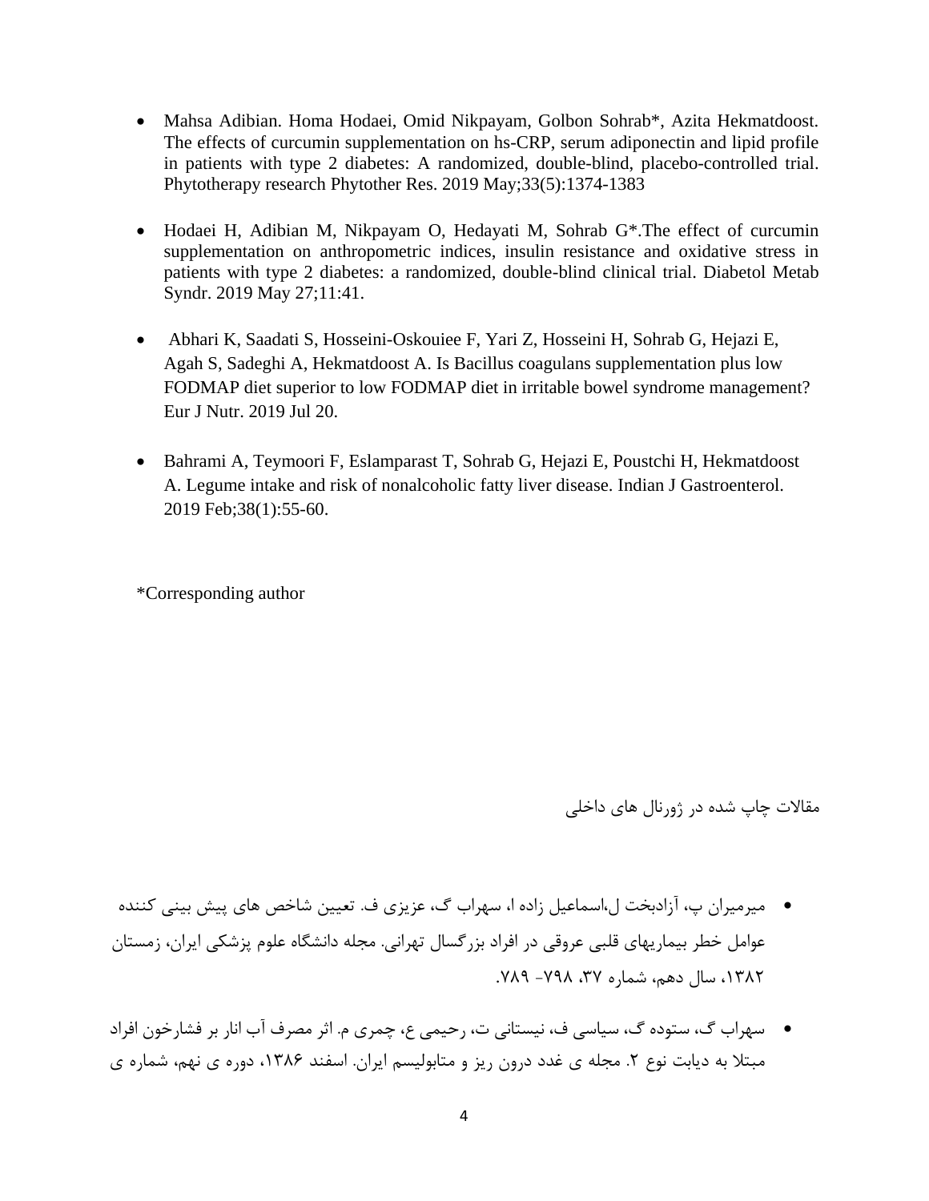- Mahsa Adibian. Homa Hodaei, Omid Nikpayam, Golbon Sohrab*, Azita Hekmatdoost. The effects of curcumin supplementation on hs-CRP, serum adiponectin and lipid profile in patients with type 2 diabetes: A randomized, double-blind, placebo-controlled trial. Phytotherapy research Phytother Res. 2019 May;33(5):1374-1383

- Hodaei H, Adibian M, Nikpayam O, Hedayati M, Sohrab G*.The effect of curcumin supplementation on anthropometric indices, insulin resistance and oxidative stress in patients with type 2 diabetes: a randomized, double-blind clinical trial. Diabetol Metab Syndr. 2019 May 27;11:41.

- Abhari K, Saadati S, Hosseini-Oskouiee F, Yari Z, Hosseini H, Sohrab G, Hejazi E, Agah S, Sadeghi A, Hekmatdoost A. Is Bacillus coagulans supplementation plus low FODMAP diet superior to low FODMAP diet in irritable bowel syndrome management? Eur J Nutr. 2019 Jul 20.

- Bahrami A, Teymoori F, Eslamparast T, Sohrab G, Hejazi E, Poustchi H, Hekmatdoost A. Legume intake and risk of nonalcoholic fatty liver disease. Indian J Gastroenterol. 2019 Feb;38(1):55-60.

*Corresponding author

مقالات چاپ شده در ژورنال های داخلی

- میرمیران پ، آزادبخت ل،اسماعیل زاده ا، سهراب گ، عزیزی ف. تعیین شاخص های پیش بینی کننده عوامل خطر بیماریهای قلبی عروقی در افراد بزرگسال تهرانی. مجله دانشگاه علوم پزشکی ایران، زمستان ۱۳۸۲، سال دهم، شماره ۳۷، ۷۹۸- ۷۸۹.

- سهراب گ، ستوده گ، سیاسی ف، نیستانی ت، رحیمی ع، چمری م. اثر مصرف آب انار بر فشارخون افراد مبتلا به دیابت نوع ۲. مجله ی غدد درون ریز و متابولیسم ایران. اسفند ۱۳۸۶، دوره ی نهم، شماره ی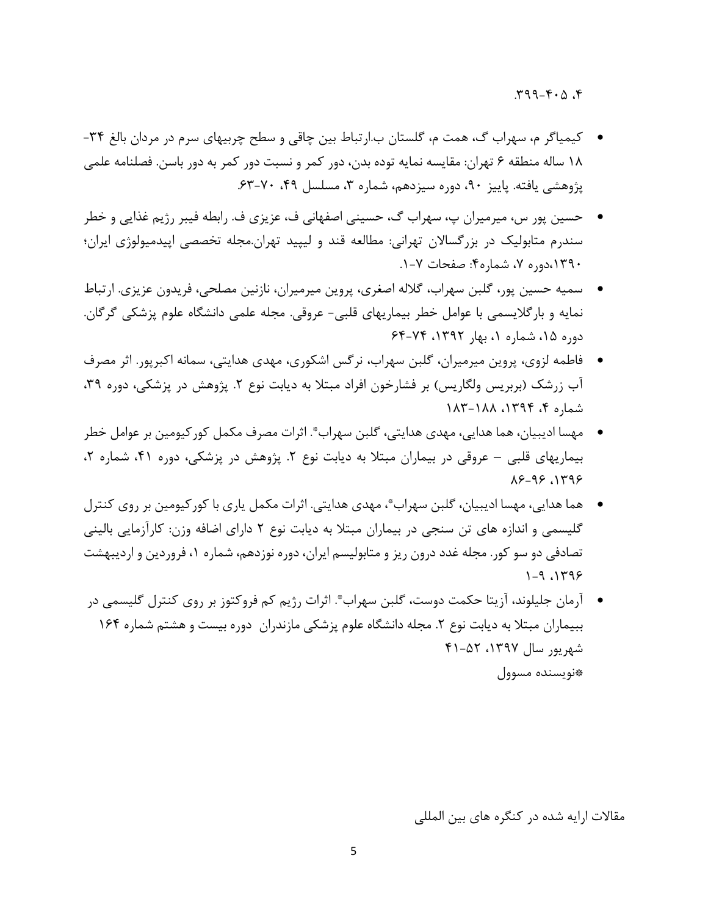.۴ ،۳۹۹-۴۰۵

- کیمیاگر م، سهراب گ، همت م، گلستان ب.ارتباط بین چاقی و سطح چربیهای سرم در مردان بالغ ۳۴-۱۸ ساله منطقه ۶ تهران: مقایسه نمایه توده بدن، دور کمر و نسبت دور کمر به دور باسن. فصلنامه علمی پژوهشی یافته. پاییز ۹۰، دوره سیزدهم، شماره ۳، مسلسل ۴۹، ۷۰-۶۳.
- حسین پور س، میرمیران پ، سهراب گ، حسینی اصفهانی ف، عزیزی ف. رابطه فیبر رژیم غذایی و خطر سندرم متابولیک در بزرگسالان تهرانی: مطالعه قند و لیپید تهران.مجله تخصصی اپیدمیولوژی ایران؛ ۱۳۹۰،دوره ۷، شماره۴: صفحات ۷-۱.
- سمیه حسین پور، گلبن سهراب، گلاله اصغری، پروین میرمیران، نازنین مصلحی، فریدون عزیزی. ارتباط نمایه و بارگلایسمی با عوامل خطر بیماریهای قلبی- عروقی. مجله علمی دانشگاه علوم پزشکی گرگان. دوره ۱۵، شماره ۱، بهار ۱۳۹۲، ۷۴-۶۴
- فاطمه لزوی، پروین میرمیران، گلبن سهراب، نرگس اشکوری، مهدی هدایتی، سمانه اکبرپور. اثر مصرف آب زرشک (بربریس ولگاریس) بر فشارخون افراد مبتلا به دیابت نوع ۲. پژوهش در پزشکی، دوره ۳۹، شماره ۴، ۱۳۹۴، ۱۸۸-۱۸۳
- مهسا ادیبیان، هما هدایی، مهدی هدایتی، گلبن سهراب*. اثرات مصرف مکمل کورکیومین بر عوامل خطر بیماریهای قلبی – عروقی در بیماران مبتلا به دیابت نوع ۲. پژوهش در پزشکی، دوره ۴۱، شماره ۲، ۱۳۹۶، ۹۶-۸۶
- هما هدایی، مهسا ادیبیان، گلبن سهراب*، مهدی هدایتی. اثرات مکمل یاری با کورکیومین بر روی کنترل گلیسمی و اندازه های تن سنجی در بیماران مبتلا به دیابت نوع ۲ دارای اضافه وزن: کارآزمایی بالینی تصادفی دو سو کور. مجله غدد درون ریز و متابولیسم ایران، دوره نوزدهم، شماره ۱، فروردین و اردیبهشت ۱۳۹۶، ۹-۱
- آرمان جلیلوند، آزیتا حکمت دوست، گلبن سهراب*. اثرات رژیم کم فروکتوز بر روی کنترل گلیسمی در بیماران مبتلا به دیابت نوع ۲. مجله دانشگاه علوم پزشکی مازندران دوره بیست و هشتم شماره ۱۶۴ شهریور سال ۱۳۹۷، ۵۲-۴۱

*نویسنده مسوول

مقالات ارایه شده در کنگره های بین المللی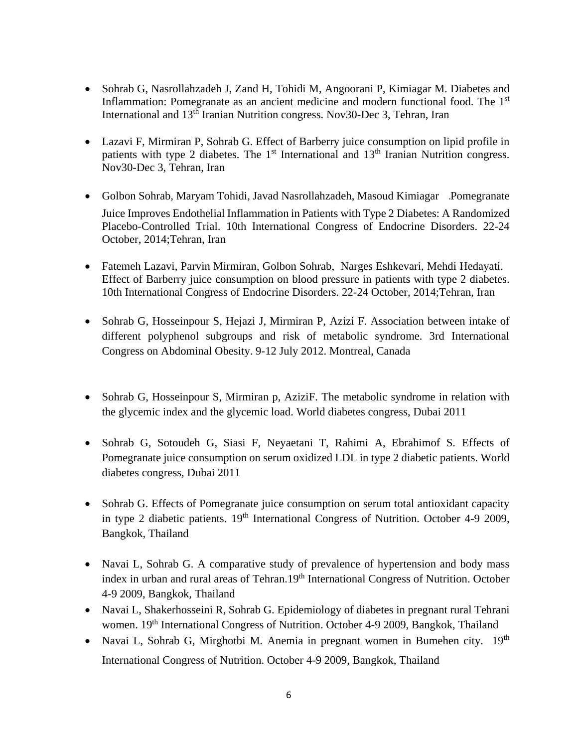- Sohrab G, Nasrollahzadeh J, Zand H, Tohidi M, Angoorani P, Kimiagar M. Diabetes and Inflammation: Pomegranate as an ancient medicine and modern functional food. The 1st International and 13th Iranian Nutrition congress. Nov30-Dec 3, Tehran, Iran

- Lazavi F, Mirmiran P, Sohrab G. Effect of Barberry juice consumption on lipid profile in patients with type 2 diabetes. The 1st International and 13th Iranian Nutrition congress. Nov30-Dec 3, Tehran, Iran

- Golbon Sohrab, Maryam Tohidi, Javad Nasrollahzadeh, Masoud Kimiagar .Pomegranate Juice Improves Endothelial Inflammation in Patients with Type 2 Diabetes: A Randomized Placebo-Controlled Trial. 10th International Congress of Endocrine Disorders. 22-24 October, 2014;Tehran, Iran

- Fatemeh Lazavi, Parvin Mirmiran, Golbon Sohrab, Narges Eshkevari, Mehdi Hedayati. Effect of Barberry juice consumption on blood pressure in patients with type 2 diabetes. 10th International Congress of Endocrine Disorders. 22-24 October, 2014;Tehran, Iran

- Sohrab G, Hosseinpour S, Hejazi J, Mirmiran P, Azizi F. Association between intake of different polyphenol subgroups and risk of metabolic syndrome. 3rd International Congress on Abdominal Obesity. 9-12 July 2012. Montreal, Canada

- Sohrab G, Hosseinpour S, Mirmiran p, AziziF. The metabolic syndrome in relation with the glycemic index and the glycemic load. World diabetes congress, Dubai 2011

- Sohrab G, Sotoudeh G, Siasi F, Neyaetani T, Rahimi A, Ebrahimof S. Effects of Pomegranate juice consumption on serum oxidized LDL in type 2 diabetic patients. World diabetes congress, Dubai 2011

- Sohrab G. Effects of Pomegranate juice consumption on serum total antioxidant capacity in type 2 diabetic patients. 19th International Congress of Nutrition. October 4-9 2009, Bangkok, Thailand

- Navai L, Sohrab G. A comparative study of prevalence of hypertension and body mass index in urban and rural areas of Tehran.19th International Congress of Nutrition. October 4-9 2009, Bangkok, Thailand
- Navai L, Shakerhosseini R, Sohrab G. Epidemiology of diabetes in pregnant rural Tehrani women. 19th International Congress of Nutrition. October 4-9 2009, Bangkok, Thailand
- Navai L, Sohrab G, Mirghotbi M. Anemia in pregnant women in Bumehen city. 19th International Congress of Nutrition. October 4-9 2009, Bangkok, Thailand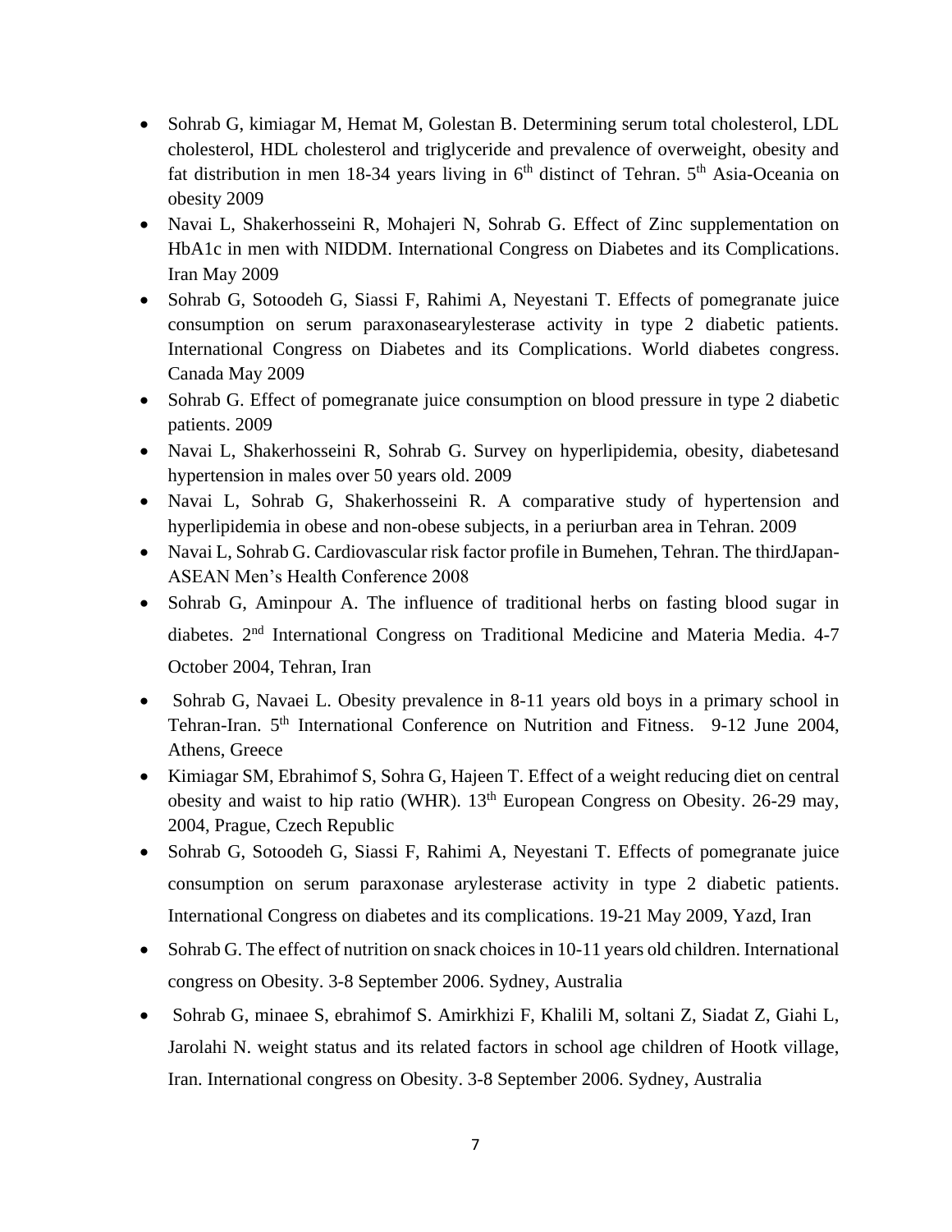- Sohrab G, kimiagar M, Hemat M, Golestan B. Determining serum total cholesterol, LDL cholesterol, HDL cholesterol and triglyceride and prevalence of overweight, obesity and fat distribution in men 18-34 years living in 6th distinct of Tehran. 5th Asia-Oceania on obesity 2009
- Navai L, Shakerhosseini R, Mohajeri N, Sohrab G. Effect of Zinc supplementation on HbA1c in men with NIDDM. International Congress on Diabetes and its Complications. Iran May 2009
- Sohrab G, Sotoodeh G, Siassi F, Rahimi A, Neyestani T. Effects of pomegranate juice consumption on serum paraxonasearylesterase activity in type 2 diabetic patients. International Congress on Diabetes and its Complications. World diabetes congress. Canada May 2009
- Sohrab G. Effect of pomegranate juice consumption on blood pressure in type 2 diabetic patients. 2009
- Navai L, Shakerhosseini R, Sohrab G. Survey on hyperlipidemia, obesity, diabetesand hypertension in males over 50 years old. 2009
- Navai L, Sohrab G, Shakerhosseini R. A comparative study of hypertension and hyperlipidemia in obese and non-obese subjects, in a periurban area in Tehran. 2009
- Navai L, Sohrab G. Cardiovascular risk factor profile in Bumehen, Tehran. The thirdJapan-ASEAN Men's Health Conference 2008
- Sohrab G, Aminpour A. The influence of traditional herbs on fasting blood sugar in diabetes. 2nd International Congress on Traditional Medicine and Materia Media. 4-7 October 2004, Tehran, Iran
- Sohrab G, Navaei L. Obesity prevalence in 8-11 years old boys in a primary school in Tehran-Iran. 5th International Conference on Nutrition and Fitness. 9-12 June 2004, Athens, Greece
- Kimiagar SM, Ebrahimof S, Sohra G, Hajeen T. Effect of a weight reducing diet on central obesity and waist to hip ratio (WHR). 13th European Congress on Obesity. 26-29 may, 2004, Prague, Czech Republic
- Sohrab G, Sotoodeh G, Siassi F, Rahimi A, Neyestani T. Effects of pomegranate juice consumption on serum paraxonase arylesterase activity in type 2 diabetic patients. International Congress on diabetes and its complications. 19-21 May 2009, Yazd, Iran
- Sohrab G. The effect of nutrition on snack choices in 10-11 years old children. International congress on Obesity. 3-8 September 2006. Sydney, Australia
- Sohrab G, minaee S, ebrahimof S. Amirkhizi F, Khalili M, soltani Z, Siadat Z, Giahi L, Jarolahi N. weight status and its related factors in school age children of Hootk village, Iran. International congress on Obesity. 3-8 September 2006. Sydney, Australia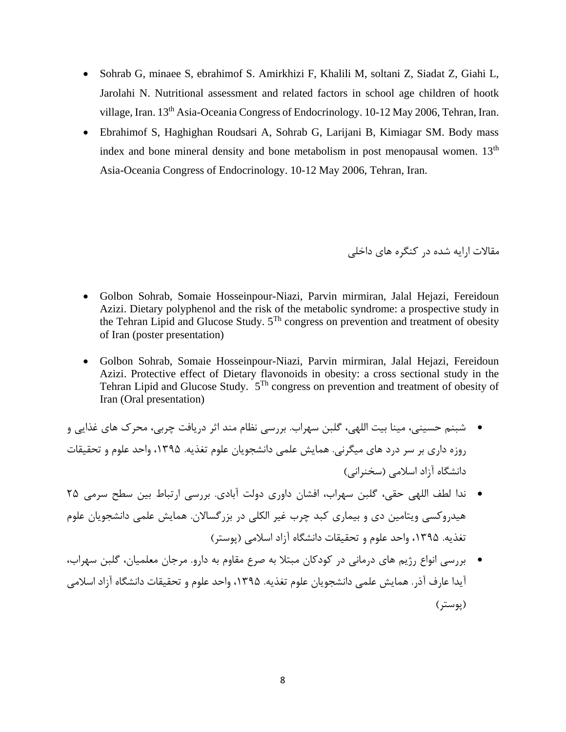- Sohrab G, minaee S, ebrahimof S. Amirkhizi F, Khalili M, soltani Z, Siadat Z, Giahi L, Jarolahi N. Nutritional assessment and related factors in school age children of hootk village, Iran. 13th Asia-Oceania Congress of Endocrinology. 10-12 May 2006, Tehran, Iran.
- Ebrahimof S, Haghighan Roudsari A, Sohrab G, Larijani B, Kimiagar SM. Body mass index and bone mineral density and bone metabolism in post menopausal women. 13th Asia-Oceania Congress of Endocrinology. 10-12 May 2006, Tehran, Iran.

مقالات ارایه شده در کنگره های داخلی

- Golbon Sohrab, Somaie Hosseinpour-Niazi, Parvin mirmiran, Jalal Hejazi, Fereidoun Azizi. Dietary polyphenol and the risk of the metabolic syndrome: a prospective study in the Tehran Lipid and Glucose Study. 5Th congress on prevention and treatment of obesity of Iran (poster presentation)
- Golbon Sohrab, Somaie Hosseinpour-Niazi, Parvin mirmiran, Jalal Hejazi, Fereidoun Azizi. Protective effect of Dietary flavonoids in obesity: a cross sectional study in the Tehran Lipid and Glucose Study. 5Th congress on prevention and treatment of obesity of Iran (Oral presentation)
- شبنم حسینی، مینا بیت اللهی، گلبن سهراب. بررسی نظام مند اثر دریافت چربی، محرک های غذایی و روزه داری بر سر درد های میگرنی. همایش علمی دانشجویان علوم تغذیه. ۱۳۹۵، واحد علوم و تحقیقات دانشگاه آزاد اسلامی (سخنرانی)
- ندا لطف اللهی حقی، گلبن سهراب، افشان داوری دولت آبادی. بررسی ارتباط بین سطح سرمی ۲۵ هیدروکسی ویتامین دی و بیماری کبد چرب غیر الکلی در بزرگسالان. همایش علمی دانشجویان علوم تغذیه. ۱۳۹۵، واحد علوم و تحقیقات دانشگاه آزاد اسلامی (پوستر)
- بررسی انواع رژیم های درمانی در کودکان مبتلا به صرع مقاوم به دارو. مرجان معلمیان، گلبن سهراب، آیدا عارف آذر. همایش علمی دانشجویان علوم تغذیه. ۱۳۹۵، واحد علوم و تحقیقات دانشگاه آزاد اسلامی (پوستر)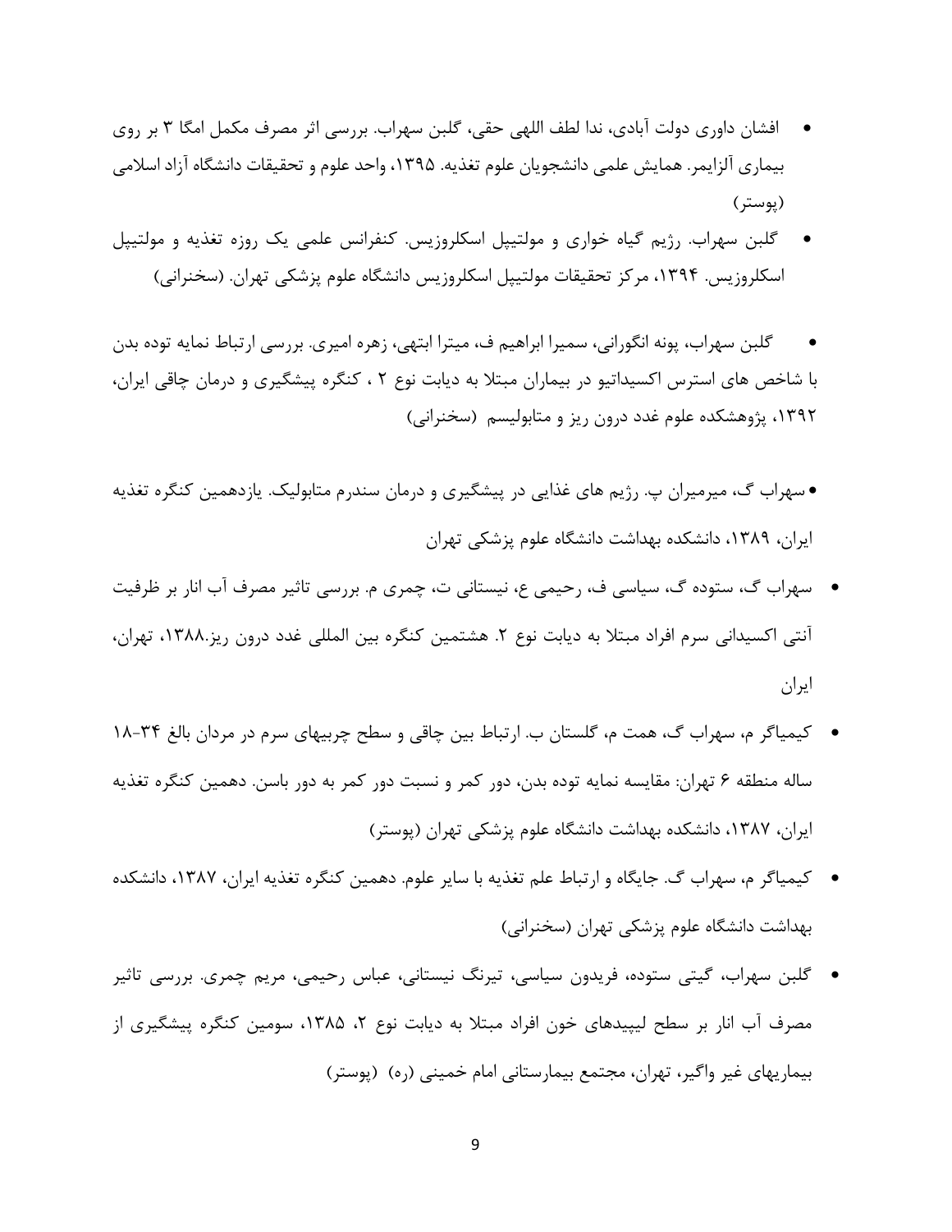- افشان داوری دولت آبادی، ندا لطف اللهی حقی، گلبن سهراب. بررسی اثر مصرف مکمل امگا ۳ بر روی بیماری آلزایمر. همایش علمی دانشجویان علوم تغذیه. ۱۳۹۵، واحد علوم و تحقیقات دانشگاه آزاد اسلامی (پوستر)
- گلبن سهراب. رژیم گیاه خواری و مولتیپل اسکلروزیس. کنفرانس علمی یک روزه تغذیه و مولتیپل اسکلروزیس. ۱۳۹۴، مرکز تحقیقات مولتیپل اسکلروزیس دانشگاه علوم پزشکی تهران. (سخنرانی)
- گلبن سهراب، پونه انگورانی، سمیرا ابراهیم ف، میترا ابتهی، زهره امیری. بررسی ارتباط نمایه توده بدن با شاخص های استرس اکسیداتیو در بیماران مبتلا به دیابت نوع ۲ ، کنگره پیشگیری و درمان چاقی ایران، ۱۳۹۲، پژوهشکده علوم غدد درون ریز و متابولیسم (سخنرانی)
- سهراب گ، میرمیران پ. رژیم های غذایی در پیشگیری و درمان سندرم متابولیک. یازدهمین کنگره تغذیه ایران، ۱۳۸۹، دانشکده بهداشت دانشگاه علوم پزشکی تهران
- سهراب گ، ستوده گ، سیاسی ف، رحیمی ع، نیستانی ت، چمری م. بررسی تاثیر مصرف آب انار بر ظرفیت آنتی اکسیدانی سرم افراد مبتلا به دیابت نوع ۲. هشتمین کنگره بین المللی غدد درون ریز.۱۳۸۸، تهران، ایران
- کیمیاگر م، سهراب گ، همت م، گلستان ب. ارتباط بین چاقی و سطح چربیهای سرم در مردان بالغ ۳۴-۱۸ ساله منطقه ۶ تهران: مقایسه نمایه توده بدن، دور کمر و نسبت دور کمر به دور باسن. دهمین کنگره تغذیه ایران، ۱۳۸۷، دانشکده بهداشت دانشگاه علوم پزشکی تهران (پوستر)
- کیمیاگر م، سهراب گ. جایگاه و ارتباط علم تغذیه با سایر علوم. دهمین کنگره تغذیه ایران، ۱۳۸۷، دانشکده بهداشت دانشگاه علوم پزشکی تهران (سخنرانی)
- گلبن سهراب، گیتی ستوده، فریدون سیاسی، تیرنگ نیستانی، عباس رحیمی، مریم چمری. بررسی تاثیر مصرف آب انار بر سطح لیپیدهای خون افراد مبتلا به دیابت نوع ۲، ۱۳۸۵، سومین کنگره پیشگیری از بیماریهای غیر واگیر، تهران، مجتمع بیمارستانی امام خمینی (ره) (پوستر)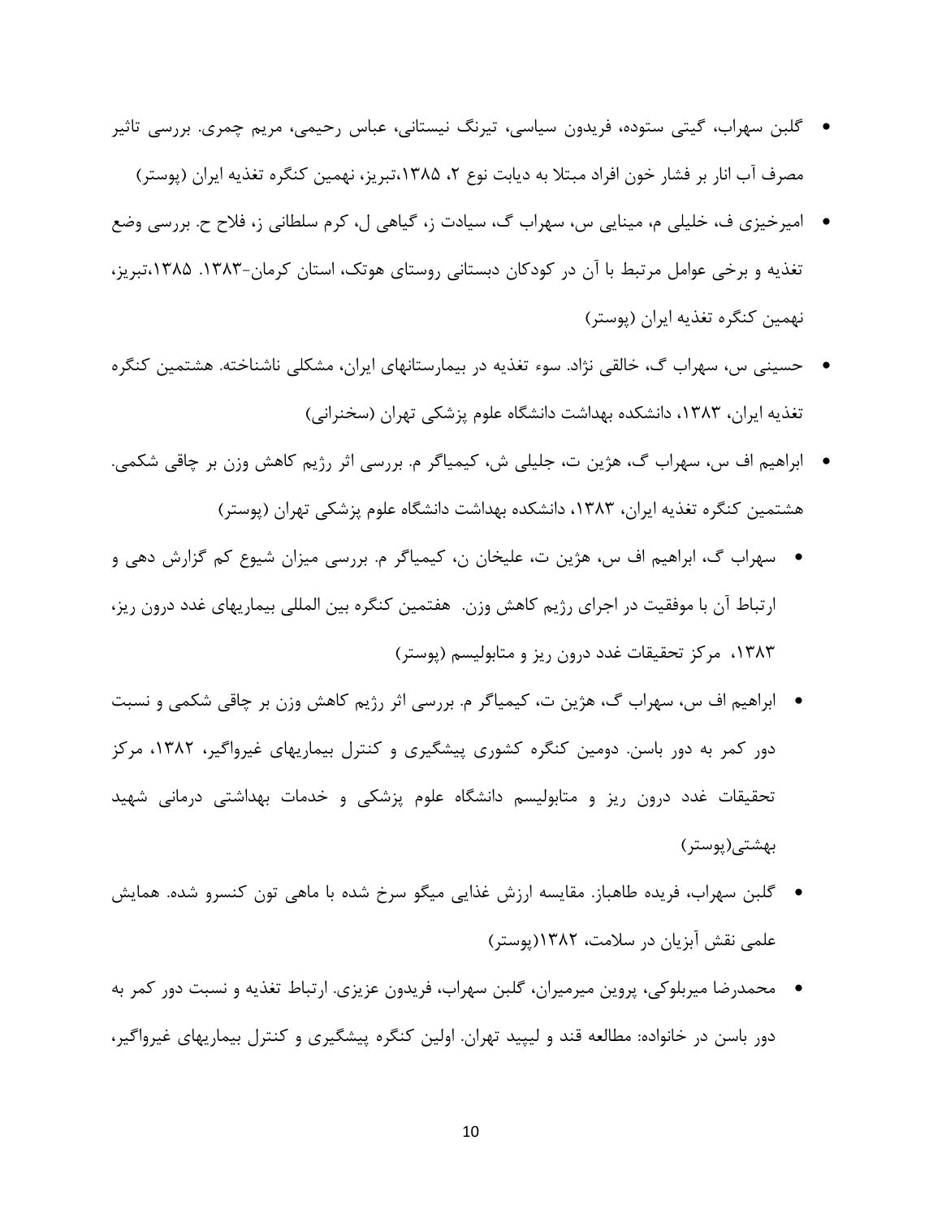- گلبن سهراب، گیتی ستوده، فریدون سیاسی، تیرنگ نیستانی، عباس رحیمی، مریم چمری. بررسی تاثیر مصرف آب انار بر فشار خون افراد مبتلا به دیابت نوع ۲، ۱۳۸۵،تبریز، نهمین کنگره تغذیه ایران (پوستر)
- امیرخیزی ف، خلیلی م، مینایی س، سهراب گ، سیادت ز، گیاهی ل، کرم سلطانی ز، فلاح ح. بررسی وضع تغذیه و برخی عوامل مرتبط با آن در کودکان دبستانی روستای هوتک، استان کرمان-۱۳۸۳. ۱۳۸۵،تبریز، نهمین کنگره تغذیه ایران (پوستر)
- حسینی س، سهراب گ، خالقی نژاد. سوء تغذیه در بیمارستانهای ایران، مشکلی ناشناخته. هشتمین کنگره تغذیه ایران، ۱۳۸۳، دانشکده بهداشت دانشگاه علوم پزشکی تهران (سخنرانی)
- ابراهیم اف س، سهراب گ، هژین ت، جلیلی ش، کیمیاگر م. بررسی اثر رژیم کاهش وزن بر چاقی شکمی. هشتمین کنگره تغذیه ایران، ۱۳۸۳، دانشکده بهداشت دانشگاه علوم پزشکی تهران (پوستر)
- سهراب گ، ابراهیم اف س، هژین ت، علیخان ن، کیمیاگر م. بررسی میزان شیوع کم گزارش دهی و ارتباط آن با موفقیت در اجرای رژیم کاهش وزن. هفتمین کنگره بین المللی بیماریهای غدد درون ریز، ۱۳۸۳، مرکز تحقیقات غدد درون ریز و متابولیسم (پوستر)
- ابراهیم اف س، سهراب گ، هژین ت، کیمیاگر م. بررسی اثر رژیم کاهش وزن بر چاقی شکمی و نسبت دور کمر به دور باسن. دومین کنگره کشوری پیشگیری و کنترل بیماریهای غیرواگیر، ۱۳۸۲، مرکز تحقیقات غدد درون ریز و متابولیسم دانشگاه علوم پزشکی و خدمات بهداشتی درمانی شهید بهشتی(پوستر)
- گلبن سهراب، فریده طاهباز. مقایسه ارزش غذایی میگو سرخ شده با ماهی تون کنسرو شده. همایش علمی نقش آبزیان در سلامت، ۱۳۸۲(پوستر)
- محمدرضا میربلوکی، پروین میرمیران، گلبن سهراب، فریدون عزیزی. ارتباط تغذیه و نسبت دور کمر به دور باسن در خانواده: مطالعه قند و لیپید تهران. اولین کنگره پیشگیری و کنترل بیماریهای غیرواگیر،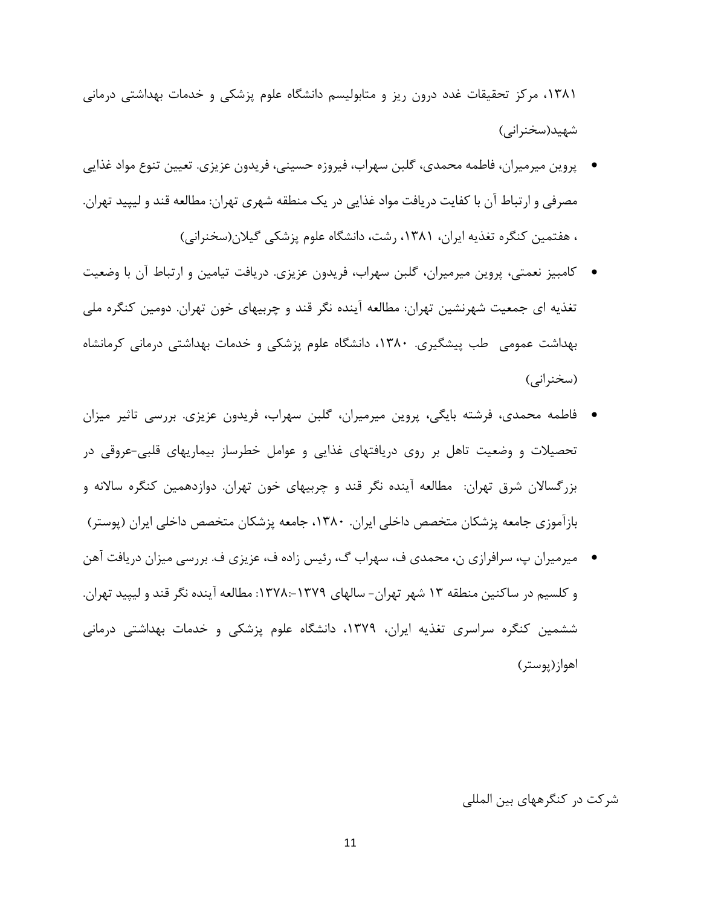۱۳۸۱، مرکز تحقیقات غدد درون ریز و متابولیسم دانشگاه علوم پزشکی و خدمات بهداشتی درمانی شهید(سخنرانی)

- پروین میرمیران، فاطمه محمدی، گلبن سهراب، فیروزه حسینی، فریدون عزیزی. تعیین تنوع مواد غذایی مصرفی و ارتباط آن با کفایت دریافت مواد غذایی در یک منطقه شهری تهران: مطالعه قند و لیپید تهران. ، هفتمین کنگره تغذیه ایران، ۱۳۸۱، رشت، دانشگاه علوم پزشکی گیلان(سخنرانی)
- کامبیز نعمتی، پروین میرمیران، گلبن سهراب، فریدون عزیزی. دریافت تیامین و ارتباط آن با وضعیت تغذیه ای جمعیت شهرنشین تهران: مطالعه آینده نگر قند و چربیهای خون تهران. دومین کنگره ملی بهداشت عمومی طب پیشگیری. ۱۳۸۰، دانشگاه علوم پزشکی و خدمات بهداشتی درمانی کرمانشاه (سخنرانی)
- فاطمه محمدی، فرشته بایگی، پروین میرمیران، گلبن سهراب، فریدون عزیزی. بررسی تاثیر میزان تحصیلات و وضعیت تاهل بر روی دریافتهای غذایی و عوامل خطرساز بیماریهای قلبی-عروقی در بزرگسالان شرق تهران: مطالعه آینده نگر قند و چربیهای خون تهران. دوازدهمین کنگره سالانه و بازآموزی جامعه پزشکان متخصص داخلی ایران. ۱۳۸۰، جامعه پزشکان متخصص داخلی ایران (پوستر)
- میرمیران پ، سرافرازی ن، محمدی ف، سهراب گ، رئیس زاده ف، عزیزی ف. بررسی میزان دریافت آهن و کلسیم در ساکنین منطقه ۱۳ شهر تهران- سالهای ۱۳۷۹-:۱۳۷۸: مطالعه آینده نگر قند و لیپید تهران. ششمین کنگره سراسری تغذیه ایران، ۱۳۷۹، دانشگاه علوم پزشکی و خدمات بهداشتی درمانی اهواز(پوستر)

شرکت در کنگرههای بین المللی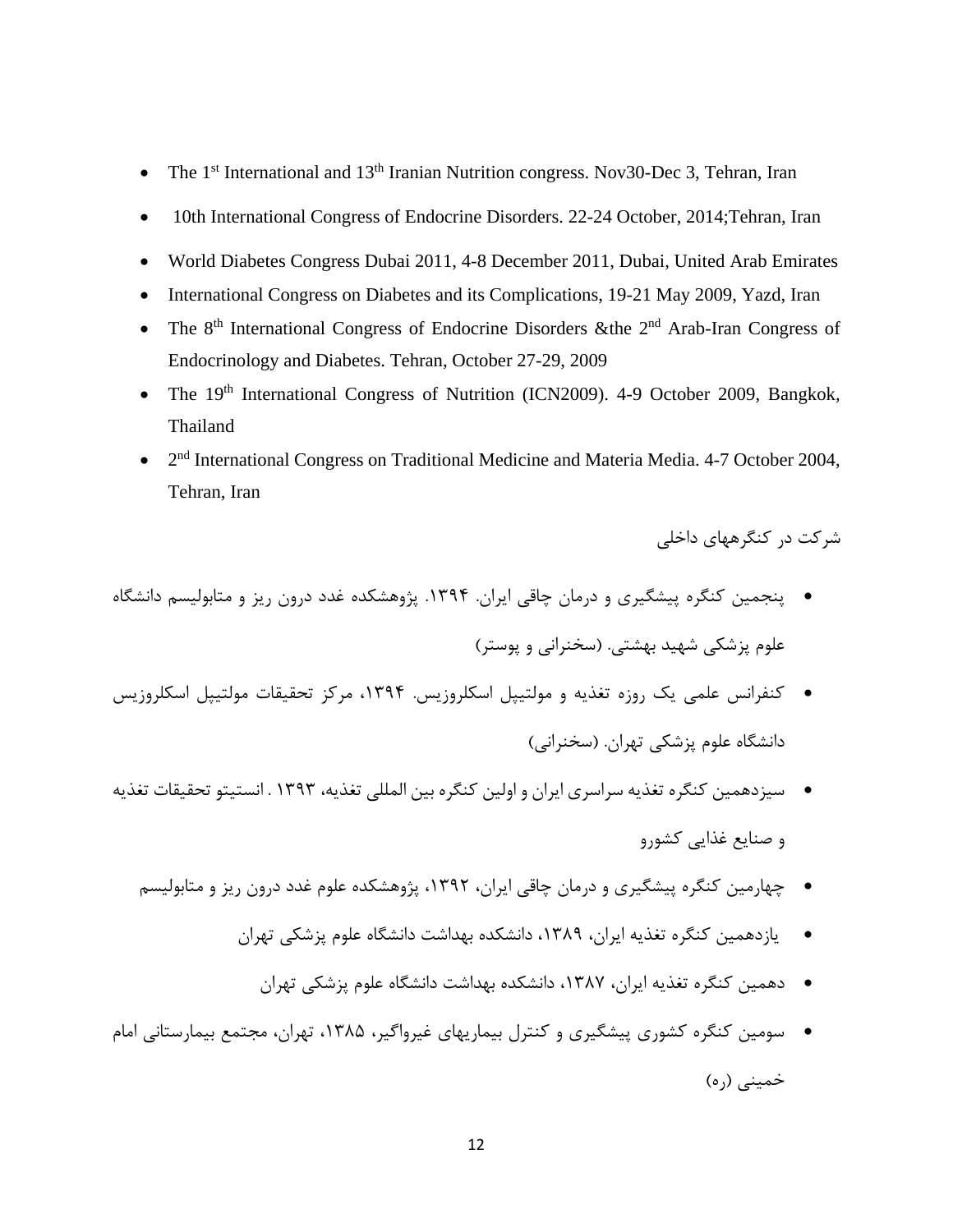- The 1st International and 13th Iranian Nutrition congress. Nov30-Dec 3, Tehran, Iran
- 10th International Congress of Endocrine Disorders. 22-24 October, 2014;Tehran, Iran
- World Diabetes Congress Dubai 2011, 4-8 December 2011, Dubai, United Arab Emirates
- International Congress on Diabetes and its Complications, 19-21 May 2009, Yazd, Iran
- The 8th International Congress of Endocrine Disorders &the 2nd Arab-Iran Congress of Endocrinology and Diabetes. Tehran, October 27-29, 2009
- The 19th International Congress of Nutrition (ICN2009). 4-9 October 2009, Bangkok, Thailand
- 2nd International Congress on Traditional Medicine and Materia Media. 4-7 October 2004, Tehran, Iran

شرکت در کنگرههای داخلی

- پنجمین کنگره پیشگیری و درمان چاقی ایران. ۱۳۹۴. پژوهشکده غدد درون ریز و متابولیسم دانشگاه علوم پزشکی شهید بهشتی. (سخنرانی و پوستر)
- کنفرانس علمی یک روزه تغذیه و مولتیپل اسکلروزیس. ۱۳۹۴، مرکز تحقیقات مولتیپل اسکلروزیس دانشگاه علوم پزشکی تهران. (سخنرانی)
- سیزدهمین کنگره تغذیه سراسری ایران و اولین کنگره بین المللی تغذیه، ۱۳۹۳ . انستیتو تحقیقات تغذیه و صنایع غذایی کشورو
- چهارمین کنگره پیشگیری و درمان چاقی ایران، ۱۳۹۲، پژوهشکده علوم غدد درون ریز و متابولیسم
- یازدهمین کنگره تغذیه ایران، ۱۳۸۹، دانشکده بهداشت دانشگاه علوم پزشکی تهران
- دهمین کنگره تغذیه ایران، ۱۳۸۷، دانشکده بهداشت دانشگاه علوم پزشکی تهران
- سومین کنگره کشوری پیشگیری و کنترل بیماریهای غیرواگیر، ۱۳۸۵، تهران، مجتمع بیمارستانی امام خمینی (ره)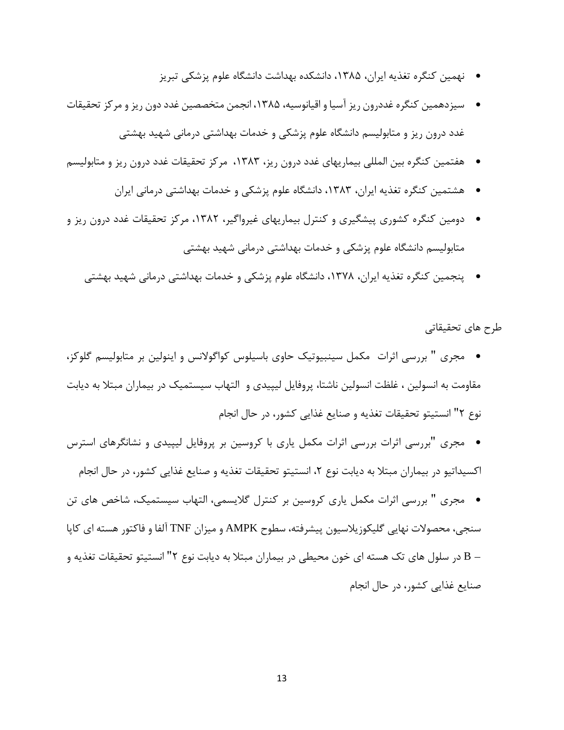- نهمین کنگره تغذیه ایران، ۱۳۸۵، دانشکده بهداشت دانشگاه علوم پزشکی تبریز
- سیزدهمین کنگره غددرون ریز آسیا و اقیانوسیه، ۱۳۸۵، انجمن متخصصین غدد دون ریز و مرکز تحقیقات غدد درون ریز و متابولیسم دانشگاه علوم پزشکی و خدمات بهداشتی درمانی شهید بهشتی
- هفتمین کنگره بین المللی بیماریهای غدد درون ریز، ۱۳۸۳، مرکز تحقیقات غدد درون ریز و متابولیسم
- هشتمین کنگره تغذیه ایران، ۱۳۸۳، دانشگاه علوم پزشکی و خدمات بهداشتی درمانی ایران
- دومین کنگره کشوری پیشگیری و کنترل بیماریهای غیرواگیر، ۱۳۸۲، مرکز تحقیقات غدد درون ریز و متابولیسم دانشگاه علوم پزشکی و خدمات بهداشتی درمانی شهید بهشتی
- پنجمین کنگره تغذیه ایران، ۱۳۷۸، دانشگاه علوم پزشکی و خدمات بهداشتی درمانی شهید بهشتی

طرح های تحقیقاتی

- مجری " بررسی اثرات مکمل سینبیوتیک حاوی باسیلوس کواگولانس و اینولین بر متابولیسم گلوکز، مقاومت به انسولین ، غلظت انسولین ناشتا، پروفایل لیپیدی و التهاب سیستمیک در بیماران مبتلا به دیابت نوع ۲" انستیتو تحقیقات تغذیه و صنایع غذایی کشور، در حال انجام
- مجری "بررسی اثرات بررسی اثرات مکمل یاری با کروسین بر پروفایل لیپیدی و نشانگرهای استرس اکسیداتیو در بیماران مبتلا به دیابت نوع ۲، انستیتو تحقیقات تغذیه و صنایع غذایی کشور، در حال انجام
- مجری " بررسی اثرات مکمل یاری کروسین بر کنترل گلایسمی، التهاب سیستمیک، شاخص های تن سنجی، محصولات نهایی گلیکوزیلاسیون پیشرفته، سطوح AMPK و میزان TNF آلفا و فاکتور هسته ای کاپا – B در سلول های تک هسته ای خون محیطی در بیماران مبتلا به دیابت نوع ۲" انستیتو تحقیقات تغذیه و صنایع غذایی کشور، در حال انجام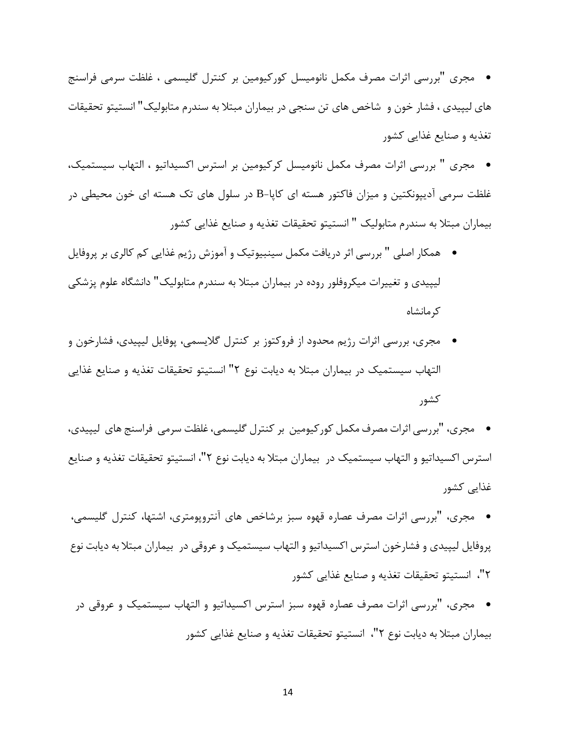- مجری "بررسی اثرات مصرف مکمل نانومیسل کورکیومین بر کنترل گلیسمی ، غلظت سرمی فراسنج های لیپیدی ، فشار خون و  شاخص های تن سنجی در بیماران مبتلا به سندرم متابولیک" انستیتو تحقیقات تغذیه و صنایع غذایی کشور

- مجری " بررسی اثرات مصرف مکمل نانومیسل کرکیومین بر استرس اکسیداتیو ، التهاب سیستمیک، غلظت سرمی آدیپونکتین و میزان فاکتور هسته ای کاپا-B در سلول های تک هسته ای خون محیطی در بیماران مبتلا به سندرم متابولیک " انستیتو تحقیقات تغذیه و صنایع غذایی کشور

- همکار اصلی " بررسی اثر دریافت مکمل سینبیوتیک و آموزش رژیم غذایی کم کالری بر پروفایل لیپیدی و تغییرات میکروفلور روده در بیماران مبتلا به سندرم متابولیک" دانشگاه علوم پزشکی کرمانشاه

- مجری، بررسی اثرات رژیم محدود از فروکتوز بر کنترل گلایسمی، پوفایل لیپیدی، فشارخون و التهاب سیستمیک در بیماران مبتلا به دیابت نوع ۲" انستیتو تحقیقات تغذیه و صنایع غذایی کشور

- مجری، "بررسی اثرات مصرف مکمل کورکیومین  بر کنترل گلیسمی، غلظت سرمی  فراسنج های  لیپیدی، استرس اکسیداتیو و التهاب سیستمیک در  بیماران مبتلا به دیابت نوع ۲"، انستیتو تحقیقات تغذیه و صنایع غذایی کشور

- مجری، "بررسی اثرات مصرف عصاره قهوه سبز برشاخص های آنتروپومتری، اشتها، کنترل گلیسمی، پروفایل لیپیدی و فشارخون استرس اکسیداتیو و التهاب سیستمیک و عروقی در  بیماران مبتلا به دیابت نوع ۲"،  انستیتو تحقیقات تغذیه و صنایع غذایی کشور

- مجری، "بررسی اثرات مصرف عصاره قهوه سبز استرس اکسیداتیو و التهاب سیستمیک و عروقی در بیماران مبتلا به دیابت نوع ۲"،  انستیتو تحقیقات تغذیه و صنایع غذایی کشور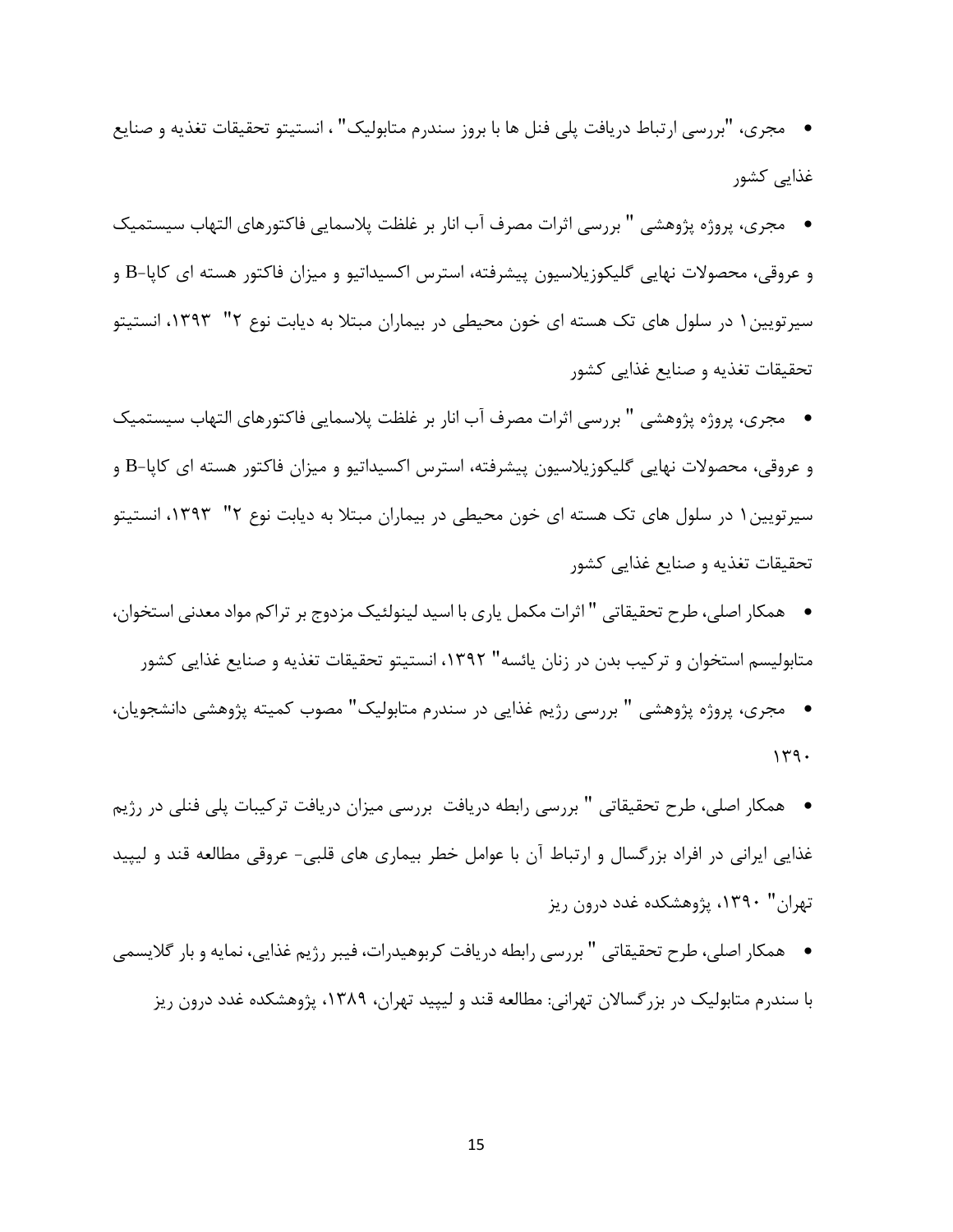- مجری، "بررسی ارتباط دریافت پلی فنل ها با بروز سندرم متابولیک" ، انستیتو تحقیقات تغذیه و صنایع غذایی کشور
- مجری، پروژه پژوهشی " بررسی اثرات مصرف آب انار بر غلظت پلاسمایی فاکتورهای التهاب سیستمیک و عروقی، محصولات نهایی گلیکوزیلاسیون پیشرفته، استرس اکسیداتیو و میزان فاکتور هسته ای کاپا-B و سیرتویین۱ در سلول های تک هسته ای خون محیطی در بیماران مبتلا به دیابت نوع ۲"  ۱۳۹۳، انستیتو تحقیقات تغذیه و صنایع غذایی کشور
- مجری، پروژه پژوهشی " بررسی اثرات مصرف آب انار بر غلظت پلاسمایی فاکتورهای التهاب سیستمیک و عروقی، محصولات نهایی گلیکوزیلاسیون پیشرفته، استرس اکسیداتیو و میزان فاکتور هسته ای کاپا-B و سیرتویین۱ در سلول های تک هسته ای خون محیطی در بیماران مبتلا به دیابت نوع ۲"  ۱۳۹۳، انستیتو تحقیقات تغذیه و صنایع غذایی کشور
- همکار اصلی، طرح تحقیقاتی " اثرات مکمل یاری با اسید لینولئیک مزدوج بر تراکم مواد معدنی استخوان، متابولیسم استخوان و ترکیب بدن در زنان یائسه" ۱۳۹۲، انستیتو تحقیقات تغذیه و صنایع غذایی کشور
- مجری، پروژه پژوهشی " بررسی رژیم غذایی در سندرم متابولیک" مصوب کمیته پژوهشی دانشجویان، ۱۳۹۰
- همکار اصلی، طرح تحقیقاتی " بررسی رابطه دریافت  بررسی میزان دریافت ترکیبات پلی فنلی در رژیم غذایی ایرانی در افراد بزرگسال و ارتباط آن با عوامل خطر بیماری های قلبی- عروقی مطالعه قند و لیپید تهران" ۱۳۹۰، پژوهشکده غدد درون ریز
- همکار اصلی، طرح تحقیقاتی " بررسی رابطه دریافت کربوهیدرات، فیبر رژیم غذایی، نمایه و بار گلایسمی با سندرم متابولیک در بزرگسالان تهرانی: مطالعه قند و لیپید تهران، ۱۳۸۹، پژوهشکده غدد درون ریز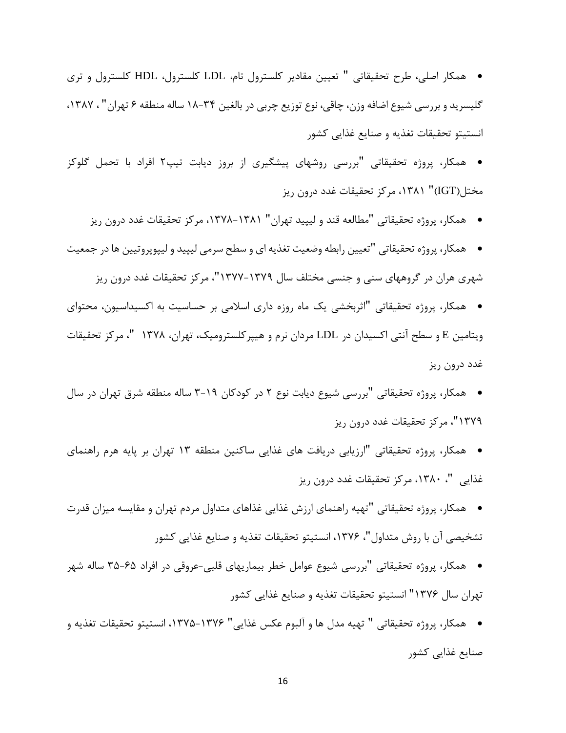- همکار اصلی، طرح تحقیقاتی " تعیین مقادیر کلسترول تام، LDL کلسترول، HDL کلسترول و تری گلیسرید و بررسی شیوع اضافه وزن، چاقی، نوع توزیع چربی در بالغین ۳۴-۱۸ ساله منطقه ۶ تهران" ، ۱۳۸۷، انستیتو تحقیقات تغذیه و صنایع غذایی کشور
- همکار، پروژه تحقیقاتی "بررسی روشهای پیشگیری از بروز دیابت تیپ۲ افراد با تحمل گلوکز مختل(IGT)" ۱۳۸۱، مرکز تحقیقات غدد درون ریز
- همکار، پروژه تحقیقاتی "مطالعه قند و لیپید تهران" ۱۳۸۱-۱۳۷۸، مرکز تحقیقات غدد درون ریز
- همکار، پروژه تحقیقاتی "تعیین رابطه وضعیت تغذیه ای و سطح سرمی لیپید و لیپوپروتیین ها در جمعیت شهری هران در گروههای سنی و جنسی مختلف سال ۱۳۷۹-۱۳۷۷"، مرکز تحقیقات غدد درون ریز
- همکار، پروژه تحقیقاتی "اثربخشی یک ماه روزه داری اسلامی بر حساسیت به اکسیداسیون، محتوای ویتامین E و سطح آنتی اکسیدان در LDL مردان نرم و هیپرکلسترومیک، تهران، ۱۳۷۸ "، مرکز تحقیقات غدد درون ریز
- همکار، پروژه تحقیقاتی "بررسی شیوع دیابت نوع ۲ در کودکان ۱۹-۳ ساله منطقه شرق تهران در سال ۱۳۷۹"، مرکز تحقیقات غدد درون ریز
- همکار، پروژه تحقیقاتی "ارزیابی دریافت های غذایی ساکنین منطقه ۱۳ تهران بر پایه هرم راهنمای غذایی "، ۱۳۸۰، مرکز تحقیقات غدد درون ریز
- همکار، پروژه تحقیقاتی "تهیه راهنمای ارزش غذایی غذاهای متداول مردم تهران و مقایسه میزان قدرت تشخیصی آن با روش متداول"، ۱۳۷۶، انستیتو تحقیقات تغذیه و صنایع غذایی کشور
- همکار، پروژه تحقیقاتی "بررسی شیوع عوامل خطر بیماریهای قلبی-عروقی در افراد ۶۵-۳۵ ساله شهر تهران سال ۱۳۷۶" انستیتو تحقیقات تغذیه و صنایع غذایی کشور
- همکار، پروژه تحقیقاتی " تهیه مدل ها و آلبوم عکس غذایی" ۱۳۷۶-۱۳۷۵، انستیتو تحقیقات تغذیه و صنایع غذایی کشور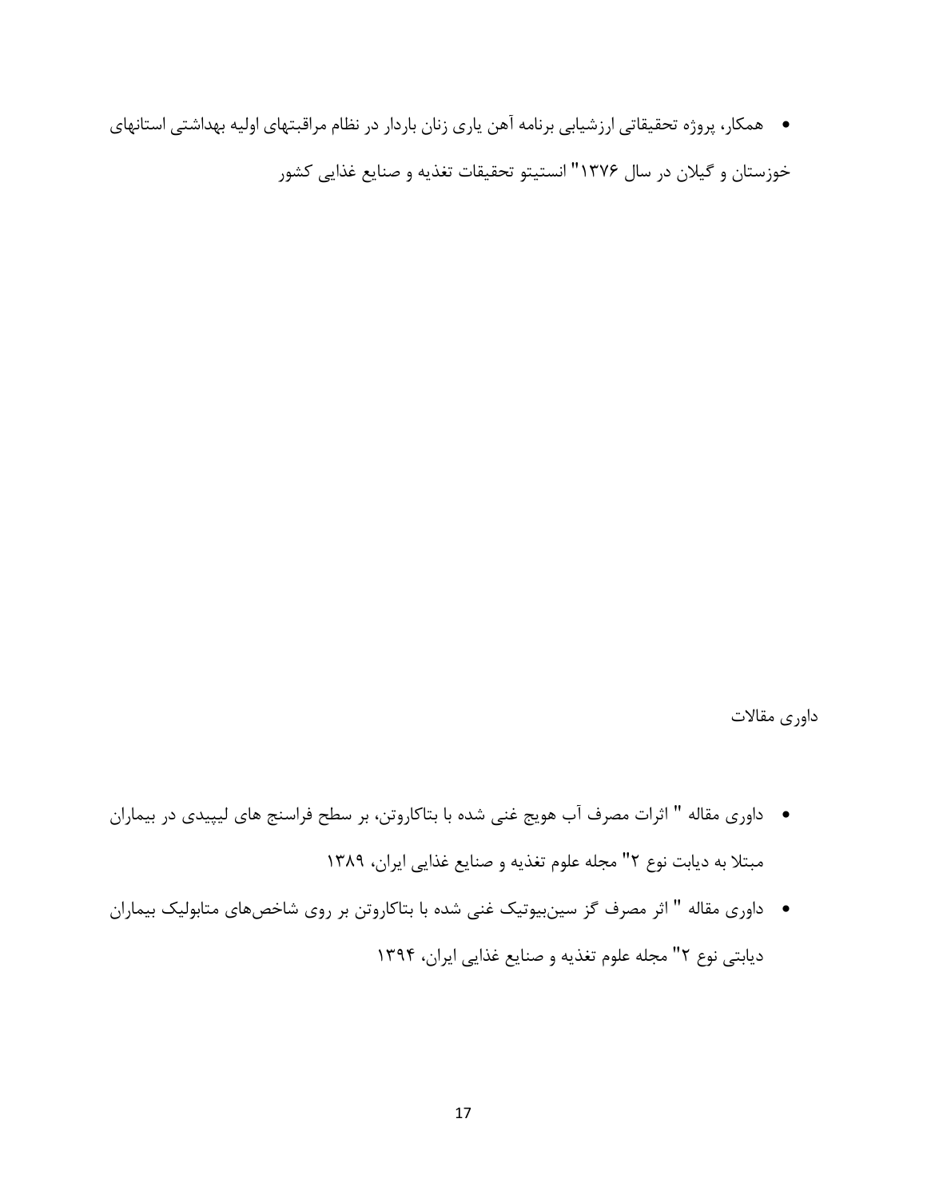- همکار، پروژه تحقیقاتی ارزشیابی برنامه آهن یاری زنان باردار در نظام مراقبتهای اولیه بهداشتی استانهای خوزستان و گیلان در سال ۱۳۷۶" انستیتو تحقیقات تغذیه و صنایع غذایی کشور

داوری مقالات

- داوری مقاله " اثرات مصرف آب هویج غنی شده با بتاکاروتن، بر سطح فراسنج های لیپیدی در بیماران مبتلا به دیابت نوع ۲" مجله علوم تغذیه و صنایع غذایی ایران، ۱۳۸۹
- داوری مقاله " اثر مصرف گز سین‌بیوتیک غنی شده با بتاکاروتن بر روی شاخص‌های متابولیک بیماران دیابتی نوع ۲" مجله علوم تغذیه و صنایع غذایی ایران، ۱۳۹۴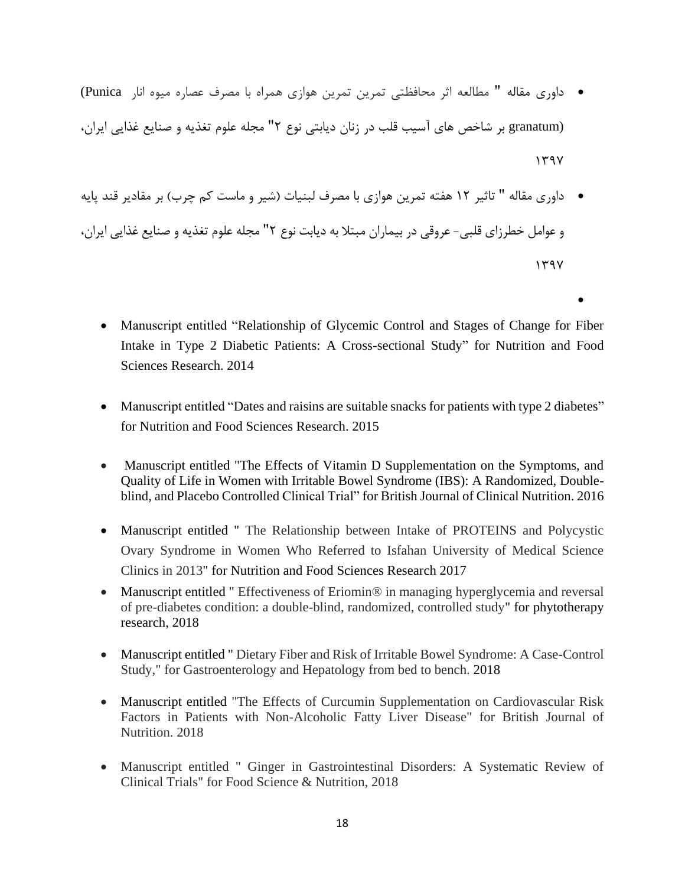- داوری مقاله " مطالعه اثر محافظتی تمرین تمرین هوازی همراه با مصرف عصاره میوه انار (Punica granatum) بر شاخص های آسیب قلب در زنان دیابتی نوع ۲" مجله علوم تغذیه و صنایع غذایی ایران، ۱۳۹۷
- داوری مقاله " تاثیر ۱۲ هفته تمرین هوازی با مصرف لبنیات (شیر و ماست کم چرب) بر مقادیر قند پایه و عوامل خطرزای قلبی- عروقی در بیماران مبتلا به دیابت نوع ۲" مجله علوم تغذیه و صنایع غذایی ایران، ۱۳۹۷
- 

- Manuscript entitled “Relationship of Glycemic Control and Stages of Change for Fiber Intake in Type 2 Diabetic Patients: A Cross-sectional Study” for Nutrition and Food Sciences Research. 2014
- Manuscript entitled “Dates and raisins are suitable snacks for patients with type 2 diabetes” for Nutrition and Food Sciences Research. 2015
- Manuscript entitled "The Effects of Vitamin D Supplementation on the Symptoms, and Quality of Life in Women with Irritable Bowel Syndrome (IBS): A Randomized, Double-blind, and Placebo Controlled Clinical Trial” for British Journal of Clinical Nutrition. 2016
- Manuscript entitled " The Relationship between Intake of PROTEINS and Polycystic Ovary Syndrome in Women Who Referred to Isfahan University of Medical Science Clinics in 2013" for Nutrition and Food Sciences Research 2017
- Manuscript entitled " Effectiveness of Eriomin® in managing hyperglycemia and reversal of pre-diabetes condition: a double-blind, randomized, controlled study" for phytotherapy research, 2018
- Manuscript entitled " Dietary Fiber and Risk of Irritable Bowel Syndrome: A Case-Control Study," for Gastroenterology and Hepatology from bed to bench. 2018
- Manuscript entitled "The Effects of Curcumin Supplementation on Cardiovascular Risk Factors in Patients with Non-Alcoholic Fatty Liver Disease" for British Journal of Nutrition. 2018
- Manuscript entitled " Ginger in Gastrointestinal Disorders: A Systematic Review of Clinical Trials" for Food Science & Nutrition, 2018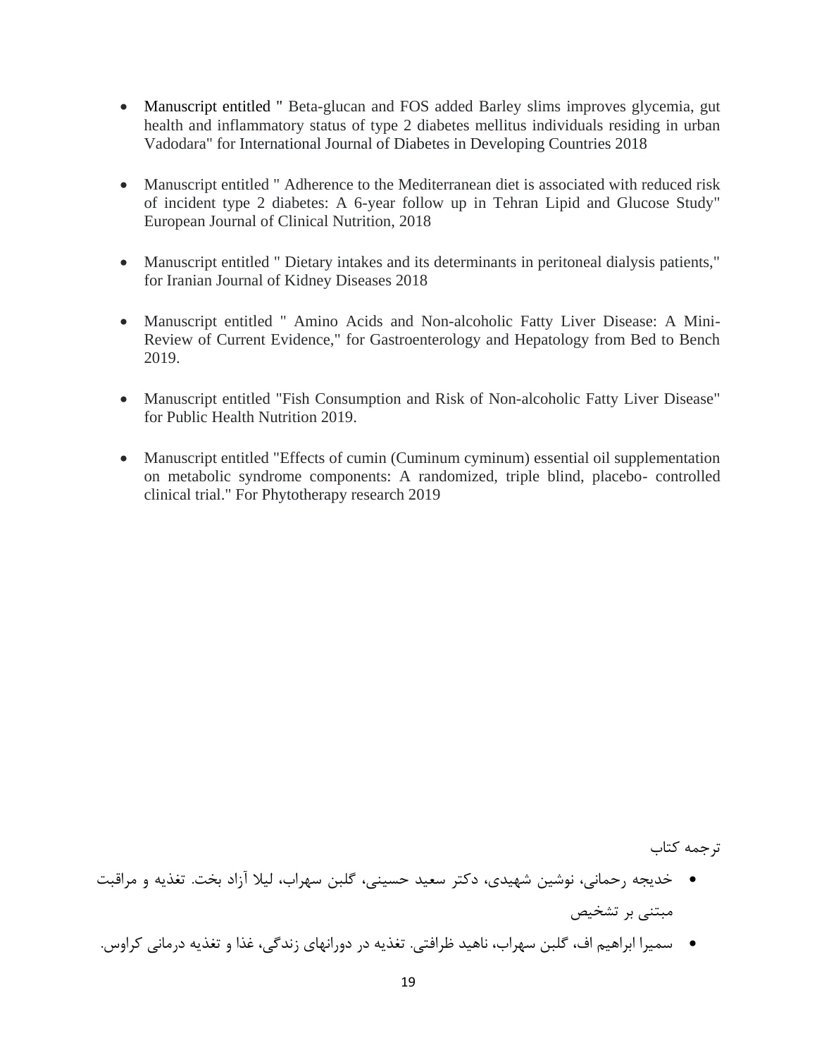- Manuscript entitled " Beta-glucan and FOS added Barley slims improves glycemia, gut health and inflammatory status of type 2 diabetes mellitus individuals residing in urban Vadodara" for International Journal of Diabetes in Developing Countries 2018

- Manuscript entitled " Adherence to the Mediterranean diet is associated with reduced risk of incident type 2 diabetes: A 6-year follow up in Tehran Lipid and Glucose Study" European Journal of Clinical Nutrition, 2018

- Manuscript entitled " Dietary intakes and its determinants in peritoneal dialysis patients," for Iranian Journal of Kidney Diseases 2018

- Manuscript entitled " Amino Acids and Non-alcoholic Fatty Liver Disease: A Mini-Review of Current Evidence," for Gastroenterology and Hepatology from Bed to Bench 2019.

- Manuscript entitled "Fish Consumption and Risk of Non-alcoholic Fatty Liver Disease" for Public Health Nutrition 2019.

- Manuscript entitled "Effects of cumin (Cuminum cyminum) essential oil supplementation on metabolic syndrome components: A randomized, triple blind, placebo- controlled clinical trial." For Phytotherapy research 2019

ترجمه کتاب

- خدیجه رحمانی، نوشین شهیدی، دکتر سعید حسینی، گلبن سهراب، لیلا آزاد بخت. تغذیه و مراقبت مبتنی بر تشخیص
- سمیرا ابراهیم اف، گلبن سهراب، ناهید ظرافتی. تغذیه در دورانهای زندگی، غذا و تغذیه درمانی کراوس.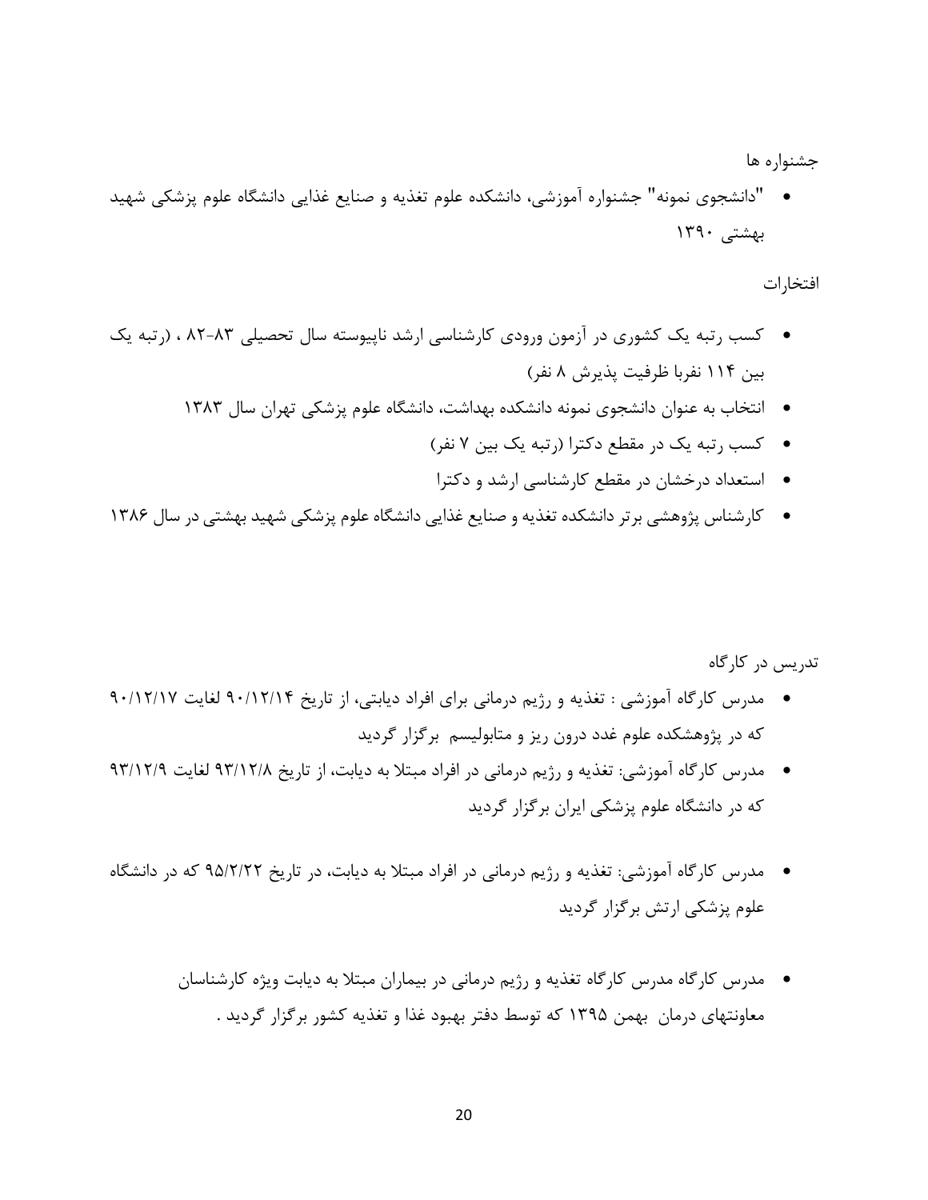جشنواره ها

- "دانشجوی نمونه" جشنواره آموزشی، دانشکده علوم تغذیه و صنایع غذایی دانشگاه علوم پزشکی شهید بهشتی ۱۳۹۰

افتخارات

- کسب رتبه یک کشوری در آزمون ورودی کارشناسی ارشد ناپیوسته سال تحصیلی ۸۳-۸۲ ، (رتبه یک بین ۱۱۴ نفربا ظرفیت پذیرش ۸ نفر)
- انتخاب به عنوان دانشجوی نمونه دانشکده بهداشت، دانشگاه علوم پزشکی تهران سال ۱۳۸۳
- کسب رتبه یک در مقطع دکترا (رتبه یک بین ۷ نفر)
- استعداد درخشان در مقطع کارشناسی ارشد و دکترا
- کارشناس پژوهشی برتر دانشکده تغذیه و صنایع غذایی دانشگاه علوم پزشکی شهید بهشتی در سال ۱۳۸۶

تدریس در کارگاه

- مدرس کارگاه آموزشی : تغذیه و رژیم درمانی برای افراد دیابتی، از تاریخ ۹۰/۱۲/۱۴ لغایت ۹۰/۱۲/۱۷ که در پژوهشکده علوم غدد درون ریز و متابولیسم برگزار گردید
- مدرس کارگاه آموزشی: تغذیه و رژیم درمانی در افراد مبتلا به دیابت، از تاریخ ۹۳/۱۲/۸ لغایت ۹۳/۱۲/۹ که در دانشگاه علوم پزشکی ایران برگزار گردید
- مدرس کارگاه آموزشی: تغذیه و رژیم درمانی در افراد مبتلا به دیابت، در تاریخ ۹۵/۲/۲۲ که در دانشگاه علوم پزشکی ارتش برگزار گردید
- مدرس کارگاه مدرس کارگاه تغذیه و رژیم درمانی در بیماران مبتلا به دیابت ویژه کارشناسان معاونتهای درمان بهمن ۱۳۹۵ که توسط دفتر بهبود غذا و تغذیه کشور برگزار گردید .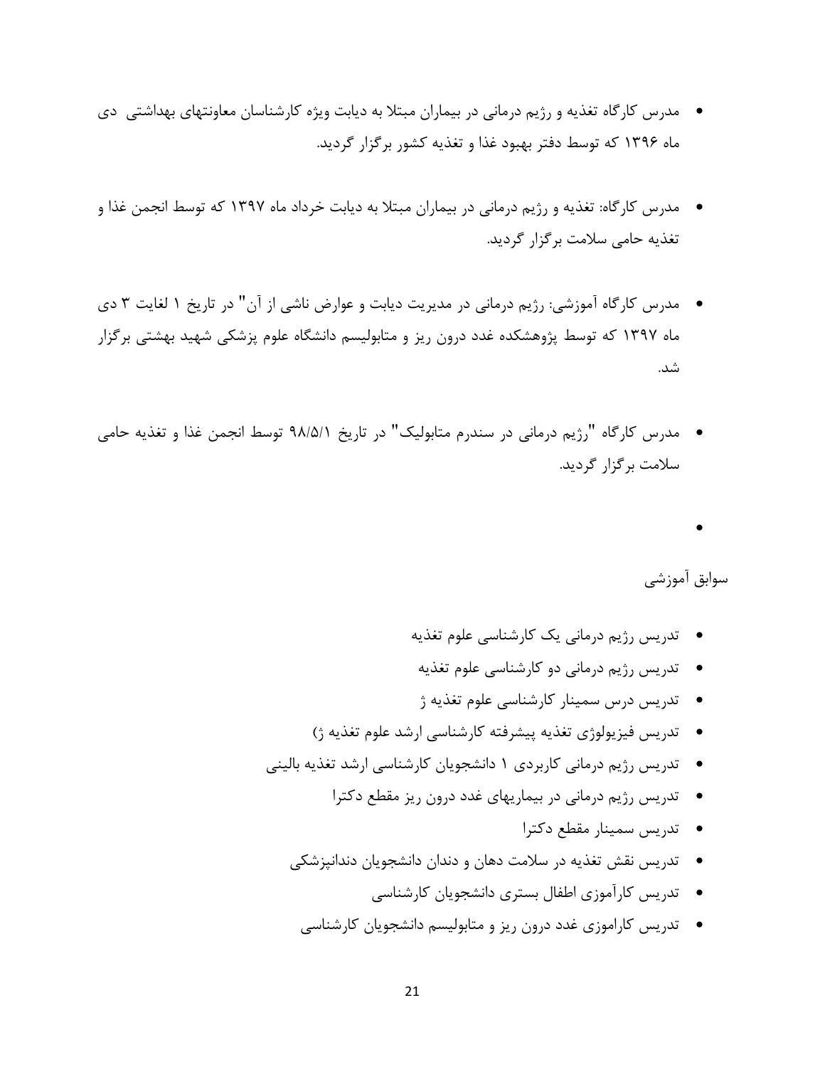- مدرس کارگاه تغذیه و رژیم درمانی در بیماران مبتلا به دیابت ویژه کارشناسان معاونتهای بهداشتی دی ماه ۱۳۹۶ که توسط دفتر بهبود غذا و تغذیه کشور برگزار گردید.

- مدرس کارگاه: تغذیه و رژیم درمانی در بیماران مبتلا به دیابت خرداد ماه ۱۳۹۷ که توسط انجمن غذا و تغذیه حامی سلامت برگزار گردید.

- مدرس کارگاه آموزشی: رژیم درمانی در مدیریت دیابت و عوارض ناشی از آن" در تاریخ ۱ لغایت ۳ دی ماه ۱۳۹۷ که توسط پژوهشکده غدد درون ریز و متابولیسم دانشگاه علوم پزشکی شهید بهشتی برگزار شد.

- مدرس کارگاه "رژیم درمانی در سندرم متابولیک" در تاریخ ۹۸/۵/۱ توسط انجمن غذا و تغذیه حامی سلامت برگزار گردید.

-

سوابق آموزشی

- تدریس رژیم درمانی یک کارشناسی علوم تغذیه
- تدریس رژیم درمانی دو کارشناسی علوم تغذیه
- تدریس درس سمینار کارشناسی علوم تغذیه ژ
- تدریس فیزیولوژی تغذیه پیشرفته کارشناسی ارشد علوم تغذیه ژ)
- تدریس رژیم درمانی کاربردی ۱ دانشجویان کارشناسی ارشد تغذیه بالینی
- تدریس رژیم درمانی در بیماریهای غدد درون ریز مقطع دکترا
- تدریس سمینار مقطع دکترا
- تدریس نقش تغذیه در سلامت دهان و دندان دانشجویان دندانپزشکی
- تدریس کارآموزی اطفال بستری دانشجویان کارشناسی
- تدریس کاراموزی غدد درون ریز و متابولیسم دانشجویان کارشناسی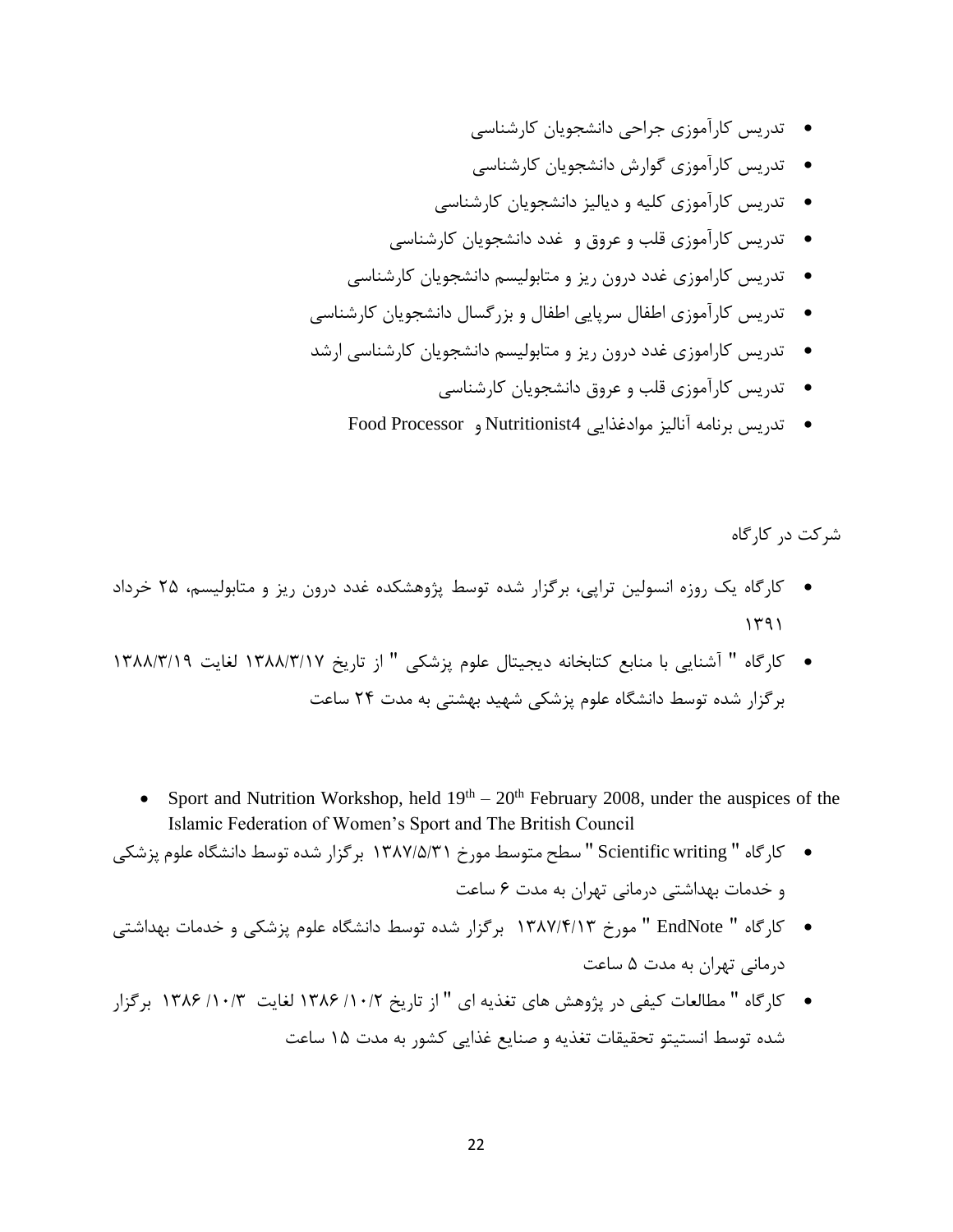- تدریس کارآموزی جراحی دانشجویان کارشناسی
- تدریس کارآموزی گوارش دانشجویان کارشناسی
- تدریس کارآموزی کلیه و دیالیز دانشجویان کارشناسی
- تدریس کارآموزی قلب و عروق و غدد دانشجویان کارشناسی
- تدریس کاراموزی غدد درون ریز و متابولیسم دانشجویان کارشناسی
- تدریس کارآموزی اطفال سرپایی اطفال و بزرگسال دانشجویان کارشناسی
- تدریس کاراموزی غدد درون ریز و متابولیسم دانشجویان کارشناسی ارشد
- تدریس کارآموزی قلب و عروق دانشجویان کارشناسی
- تدریس برنامه آنالیز موادغذایی Nutritionist4 و Food Processor

شرکت در کارگاه

- کارگاه یک روزه انسولین تراپی، برگزار شده توسط پژوهشکده غدد درون ریز و متابولیسم، ۲۵ خرداد ۱۳۹۱
- کارگاه " آشنایی با منابع کتابخانه دیجیتال علوم پزشکی " از تاریخ ۱۳۸۸/۳/۱۷ لغایت ۱۳۸۸/۳/۱۹ برگزار شده توسط دانشگاه علوم پزشکی شهید بهشتی به مدت ۲۴ ساعت

- Sport and Nutrition Workshop, held $19^{th}$ – $20^{th}$ February 2008, under the auspices of the Islamic Federation of Women's Sport and The British Council
- کارگاه " Scientific writing " سطح متوسط مورخ ۱۳۸۷/۵/۳۱ برگزار شده توسط دانشگاه علوم پزشکی و خدمات بهداشتی درمانی تهران به مدت ۶ ساعت
- کارگاه " EndNote " مورخ ۱۳۸۷/۴/۱۳ برگزار شده توسط دانشگاه علوم پزشکی و خدمات بهداشتی درمانی تهران به مدت ۵ ساعت
- کارگاه " مطالعات کیفی در پژوهش های تغذیه ای " از تاریخ ۱۰/۲ /۱۳۸۶ لغایت ۱۰/۳ /۱۳۸۶ برگزار شده توسط انستیتو تحقیقات تغذیه و صنایع غذایی کشور به مدت ۱۵ ساعت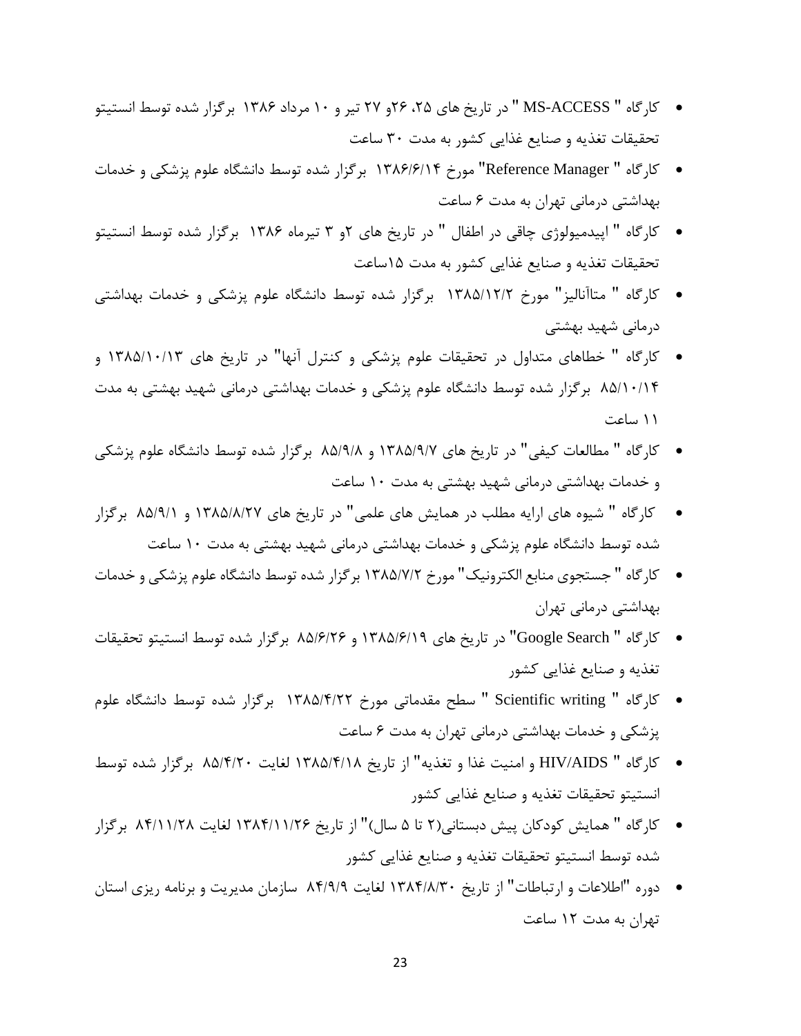- کارگاه " MS-ACCESS " در تاریخ های ۲۵، ۲۶و ۲۷ تیر و ۱۰ مرداد ۱۳۸۶ برگزار شده توسط انستیتو تحقیقات تغذیه و صنایع غذایی کشور به مدت ۳۰ ساعت
- کارگاه " Reference Manager" مورخ ۱۳۸۶/۶/۱۴ برگزار شده توسط دانشگاه علوم پزشکی و خدمات بهداشتی درمانی تهران به مدت ۶ ساعت
- کارگاه " اپیدمیولوژی چاقی در اطفال " در تاریخ های ۲و ۳ تیرماه ۱۳۸۶ برگزار شده توسط انستیتو تحقیقات تغذیه و صنایع غذایی کشور به مدت ۱۵ساعت
- کارگاه " متاآنالیز" مورخ ۱۳۸۵/۱۲/۲ برگزار شده توسط دانشگاه علوم پزشکی و خدمات بهداشتی درمانی شهید بهشتی
- کارگاه " خطاهای متداول در تحقیقات علوم پزشکی و کنترل آنها" در تاریخ های ۱۳۸۵/۱۰/۱۳ و ۸۵/۱۰/۱۴ برگزار شده توسط دانشگاه علوم پزشکی و خدمات بهداشتی درمانی شهید بهشتی به مدت ۱۱ ساعت
- کارگاه " مطالعات کیفی" در تاریخ های ۱۳۸۵/۹/۷ و ۸۵/۹/۸ برگزار شده توسط دانشگاه علوم پزشکی و خدمات بهداشتی درمانی شهید بهشتی به مدت ۱۰ ساعت
- کارگاه " شیوه های ارایه مطلب در همایش های علمی" در تاریخ های ۱۳۸۵/۸/۲۷ و ۸۵/۹/۱ برگزار شده توسط دانشگاه علوم پزشکی و خدمات بهداشتی درمانی شهید بهشتی به مدت ۱۰ ساعت
- کارگاه " جستجوی منابع الکترونیک" مورخ ۱۳۸۵/۷/۲ برگزار شده توسط دانشگاه علوم پزشکی و خدمات بهداشتی درمانی تهران
- کارگاه " Google Search" در تاریخ های ۱۳۸۵/۶/۱۹ و ۸۵/۶/۲۶ برگزار شده توسط انستیتو تحقیقات تغذیه و صنایع غذایی کشور
- کارگاه " Scientific writing " سطح مقدماتی مورخ ۱۳۸۵/۴/۲۲ برگزار شده توسط دانشگاه علوم پزشکی و خدمات بهداشتی درمانی تهران به مدت ۶ ساعت
- کارگاه " HIV/AIDS و امنیت غذا و تغذیه" از تاریخ ۱۳۸۵/۴/۱۸ لغایت ۸۵/۴/۲۰ برگزار شده توسط انستیتو تحقیقات تغذیه و صنایع غذایی کشور
- کارگاه " همایش کودکان پیش دبستانی(۲ تا ۵ سال)" از تاریخ ۱۳۸۴/۱۱/۲۶ لغایت ۸۴/۱۱/۲۸ برگزار شده توسط انستیتو تحقیقات تغذیه و صنایع غذایی کشور
- دوره "اطلاعات و ارتباطات" از تاریخ ۱۳۸۴/۸/۳۰ لغایت ۸۴/۹/۹ سازمان مدیریت و برنامه ریزی استان تهران به مدت ۱۲ ساعت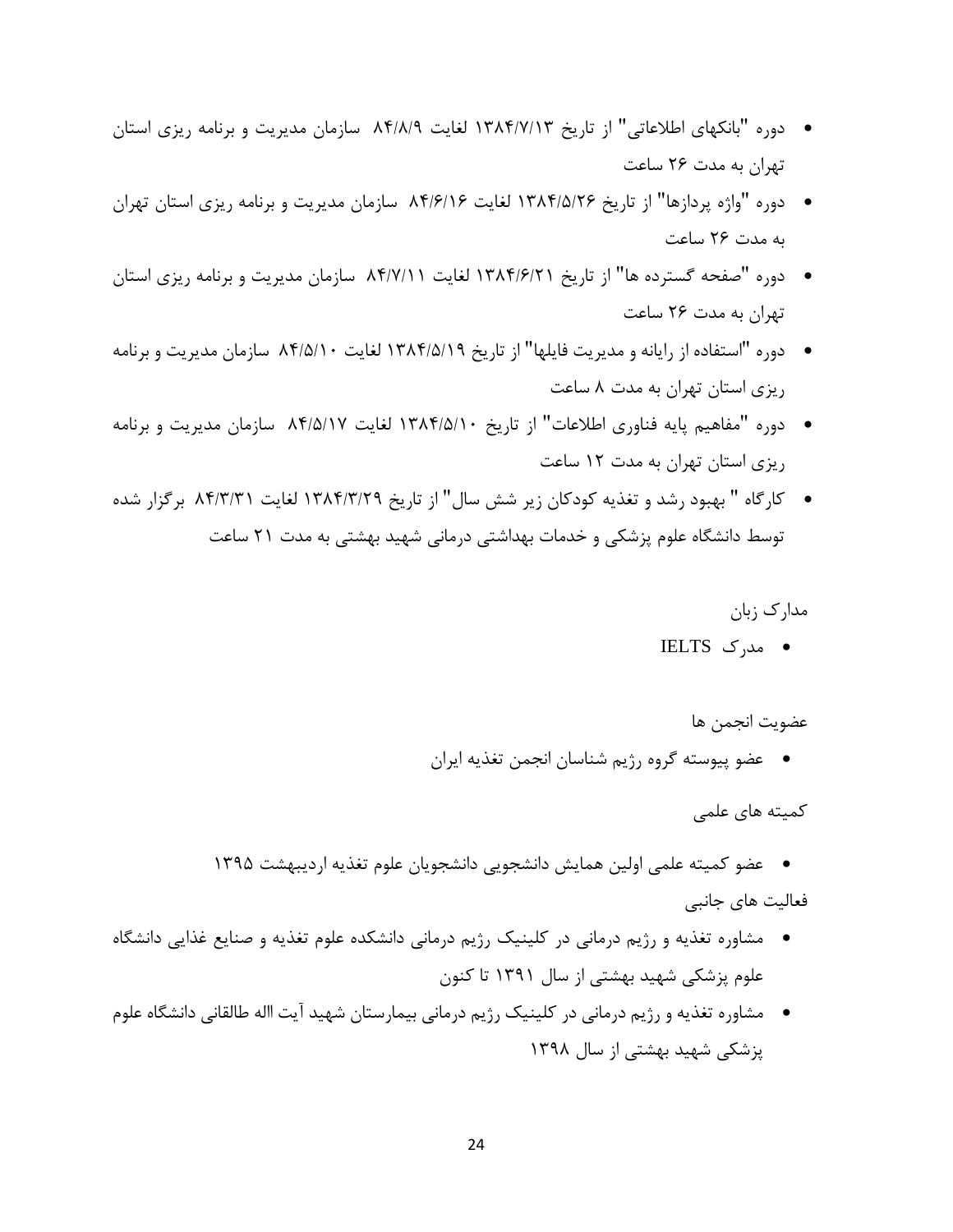- دوره "بانکهای اطلاعاتی" از تاریخ ۱۳۸۴/۷/۱۳ لغایت ۸۴/۸/۹ سازمان مدیریت و برنامه ریزی استان تهران به مدت ۲۶ ساعت
- دوره "واژه پردازها" از تاریخ ۱۳۸۴/۵/۲۶ لغایت ۸۴/۶/۱۶ سازمان مدیریت و برنامه ریزی استان تهران به مدت ۲۶ ساعت
- دوره "صفحه گسترده ها" از تاریخ ۱۳۸۴/۶/۲۱ لغایت ۸۴/۷/۱۱ سازمان مدیریت و برنامه ریزی استان تهران به مدت ۲۶ ساعت
- دوره "استفاده از رایانه و مدیریت فایلها" از تاریخ ۱۳۸۴/۵/۱۹ لغایت ۸۴/۵/۱۰ سازمان مدیریت و برنامه ریزی استان تهران به مدت ۸ ساعت
- دوره "مفاهیم پایه فناوری اطلاعات" از تاریخ ۱۳۸۴/۵/۱۰ لغایت ۸۴/۵/۱۷ سازمان مدیریت و برنامه ریزی استان تهران به مدت ۱۲ ساعت
- کارگاه " بهبود رشد و تغذیه کودکان زیر شش سال" از تاریخ ۱۳۸۴/۳/۲۹ لغایت ۸۴/۳/۳۱ برگزار شده توسط دانشگاه علوم پزشکی و خدمات بهداشتی درمانی شهید بهشتی به مدت ۲۱ ساعت

مدارک زبان

- مدرک IELTS

عضویت انجمن ها

- عضو پیوسته گروه رژیم شناسان انجمن تغذیه ایران

کمیته های علمی

- عضو کمیته علمی اولین همایش دانشجویی دانشجویان علوم تغذیه اردیبهشت ۱۳۹۵

فعالیت های جانبی

- مشاوره تغذیه و رژیم درمانی در کلینیک رژیم درمانی دانشکده علوم تغذیه و صنایع غذایی دانشگاه علوم پزشکی شهید بهشتی از سال ۱۳۹۱ تا کنون
- مشاوره تغذیه و رژیم درمانی در کلینیک رژیم درمانی بیمارستان شهید آیت الله طالقانی دانشگاه علوم پزشکی شهید بهشتی از سال ۱۳۹۸